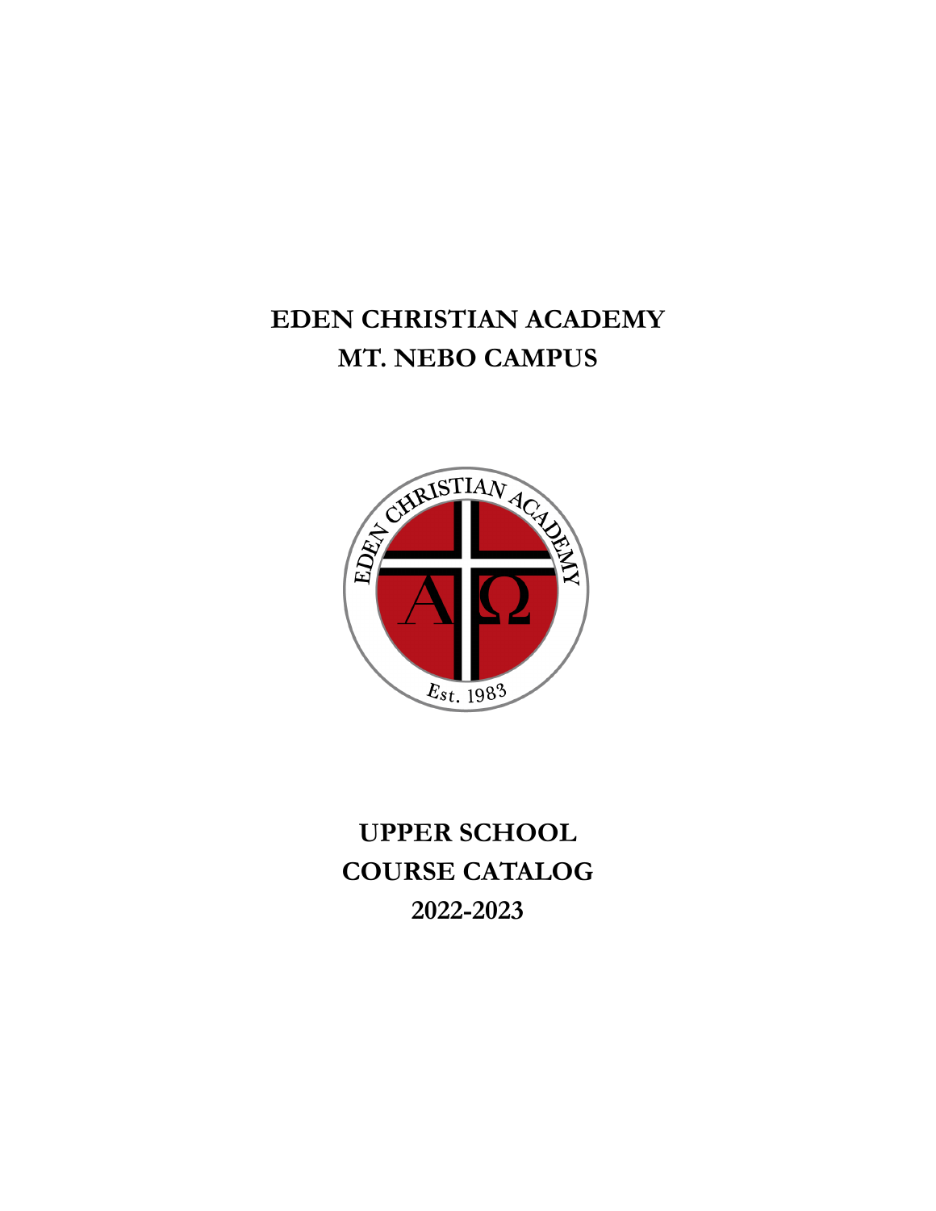# EDEN CHRISTIAN ACADEMY
# MT. NEBO CAMPUS

# UPPER SCHOOL
# COURSE CATALOG
# 2022-2023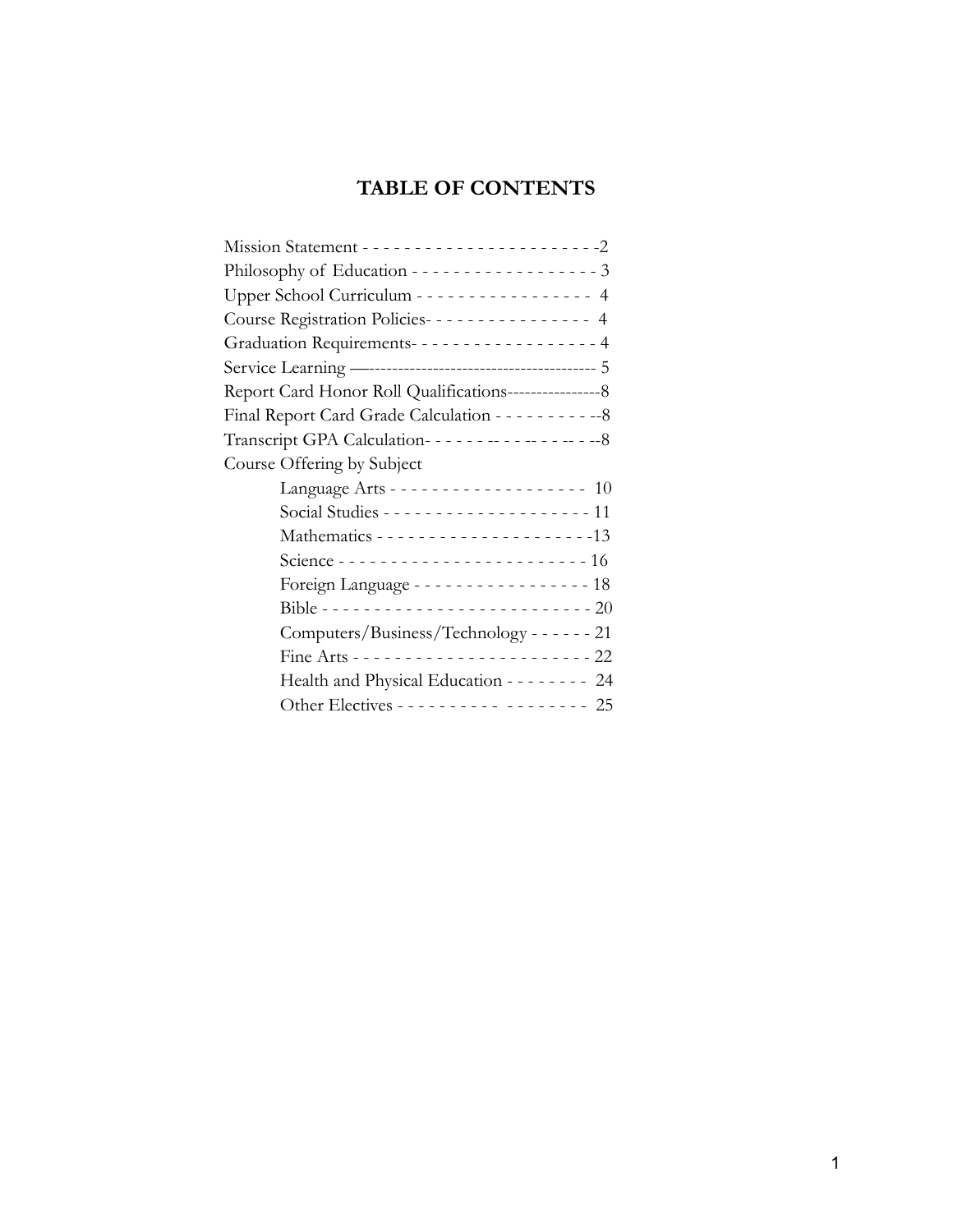# TABLE OF CONTENTS

Mission Statement - - - - - - - - - - - - - - - - - - - - - - - -2
Philosophy of Education - - - - - - - - - - - - - - - - - - 3
Upper School Curriculum - - - - - - - - - - - - - - - - - 4
Course Registration Policies- - - - - - - - - - - - - - - - 4
Graduation Requirements- - - - - - - - - - - - - - - - - - 4
Service Learning —--------------------------------------- 5
Report Card Honor Roll Qualifications----------------8
Final Report Card Grade Calculation - - - - - - - - - --8
Transcript GPA Calculation- - - - - - -- - - - - -- - - --8
Course Offering by Subject

- Language Arts - - - - - - - - - - - - - - - - - - - 10
- Social Studies - - - - - - - - - - - - - - - - - - - - 11
- Mathematics - - - - - - - - - - - - - - - - - - - - -13
- Science - - - - - - - - - - - - - - - - - - - - - - - - 16
- Foreign Language - - - - - - - - - - - - - - - - - 18
- Bible - - - - - - - - - - - - - - - - - - - - - - - - - - 20
- Computers/Business/Technology - - - - - - 21
- Fine Arts - - - - - - - - - - - - - - - - - - - - - - 22
- Health and Physical Education - - - - - - - - 24
- Other Electives - - - - - - - - - - - - - - - - - - 25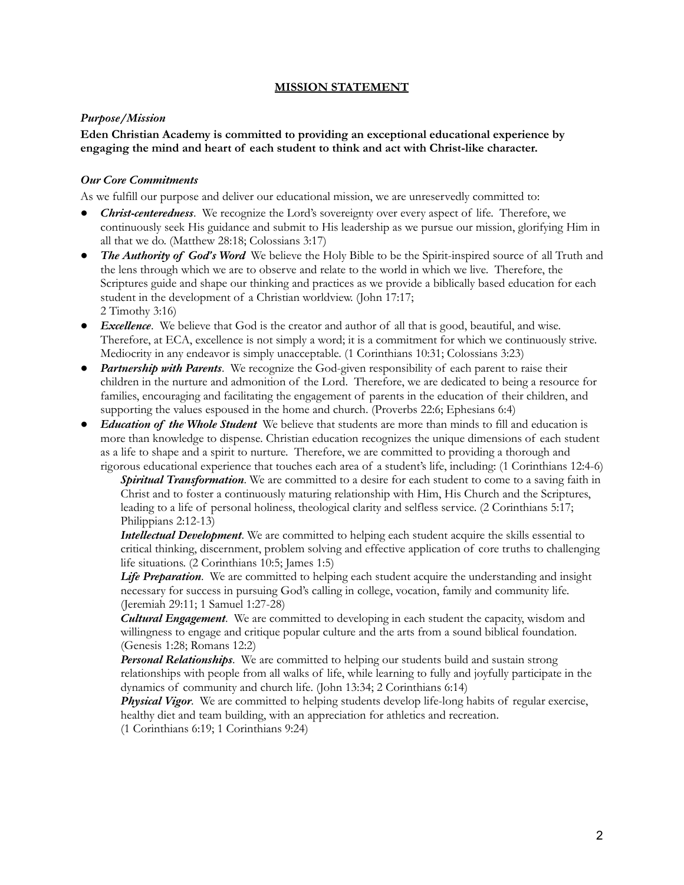## MISSION STATEMENT

***Purpose/Mission***

**Eden Christian Academy is committed to providing an exceptional educational experience by engaging the mind and heart of each student to think and act with Christ-like character.**

***Our Core Commitments***

As we fulfill our purpose and deliver our educational mission, we are unreservedly committed to:

- ***Christ-centeredness***. We recognize the Lord's sovereignty over every aspect of life. Therefore, we continuously seek His guidance and submit to His leadership as we pursue our mission, glorifying Him in all that we do. (Matthew 28:18; Colossians 3:17)
- ***The Authority of God's Word*** We believe the Holy Bible to be the Spirit-inspired source of all Truth and the lens through which we are to observe and relate to the world in which we live. Therefore, the Scriptures guide and shape our thinking and practices as we provide a biblically based education for each student in the development of a Christian worldview. (John 17:17; 2 Timothy 3:16)
- ***Excellence***. We believe that God is the creator and author of all that is good, beautiful, and wise. Therefore, at ECA, excellence is not simply a word; it is a commitment for which we continuously strive. Mediocrity in any endeavor is simply unacceptable. (1 Corinthians 10:31; Colossians 3:23)
- ***Partnership with Parents***. We recognize the God-given responsibility of each parent to raise their children in the nurture and admonition of the Lord. Therefore, we are dedicated to being a resource for families, encouraging and facilitating the engagement of parents in the education of their children, and supporting the values espoused in the home and church. (Proverbs 22:6; Ephesians 6:4)
- ***Education of the Whole Student*** We believe that students are more than minds to fill and education is more than knowledge to dispense. Christian education recognizes the unique dimensions of each student as a life to shape and a spirit to nurture. Therefore, we are committed to providing a thorough and rigorous educational experience that touches each area of a student's life, including: (1 Corinthians 12:4-6)

  ***Spiritual Transformation***. We are committed to a desire for each student to come to a saving faith in Christ and to foster a continuously maturing relationship with Him, His Church and the Scriptures, leading to a life of personal holiness, theological clarity and selfless service. (2 Corinthians 5:17; Philippians 2:12-13)

  ***Intellectual Development***. We are committed to helping each student acquire the skills essential to critical thinking, discernment, problem solving and effective application of core truths to challenging life situations. (2 Corinthians 10:5; James 1:5)

  ***Life Preparation***. We are committed to helping each student acquire the understanding and insight necessary for success in pursuing God's calling in college, vocation, family and community life. (Jeremiah 29:11; 1 Samuel 1:27-28)

  ***Cultural Engagement***. We are committed to developing in each student the capacity, wisdom and willingness to engage and critique popular culture and the arts from a sound biblical foundation. (Genesis 1:28; Romans 12:2)

  ***Personal Relationships***. We are committed to helping our students build and sustain strong relationships with people from all walks of life, while learning to fully and joyfully participate in the dynamics of community and church life. (John 13:34; 2 Corinthians 6:14)

  ***Physical Vigor***. We are committed to helping students develop life-long habits of regular exercise, healthy diet and team building, with an appreciation for athletics and recreation. (1 Corinthians 6:19; 1 Corinthians 9:24)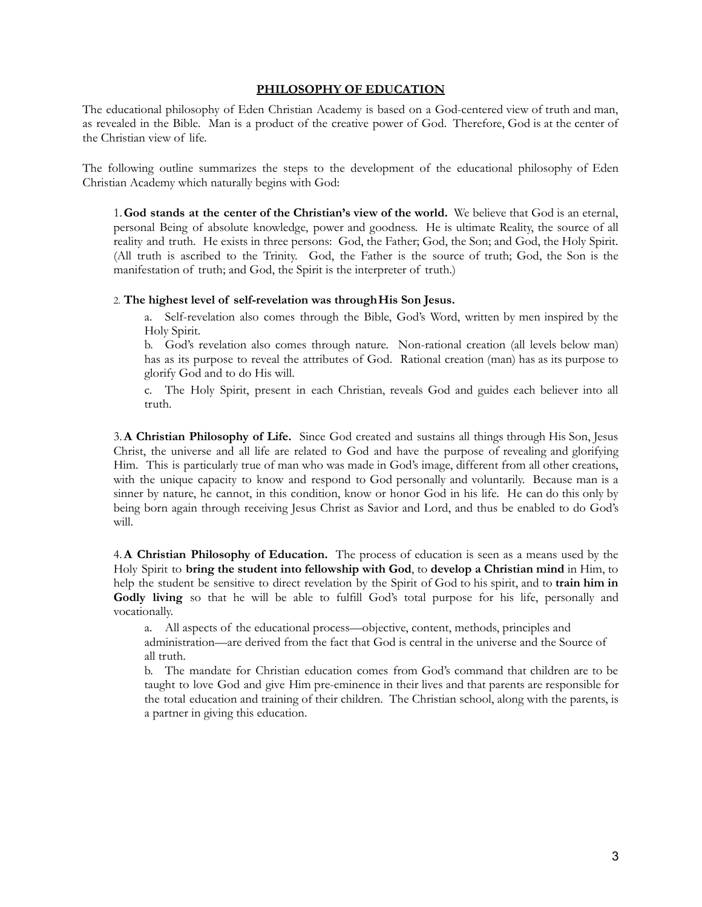## PHILOSOPHY OF EDUCATION

The educational philosophy of Eden Christian Academy is based on a God-centered view of truth and man, as revealed in the Bible. Man is a product of the creative power of God. Therefore, God is at the center of the Christian view of life.

The following outline summarizes the steps to the development of the educational philosophy of Eden Christian Academy which naturally begins with God:

1. **God stands at the center of the Christian's view of the world.** We believe that God is an eternal, personal Being of absolute knowledge, power and goodness. He is ultimate Reality, the source of all reality and truth. He exists in three persons: God, the Father; God, the Son; and God, the Holy Spirit. (All truth is ascribed to the Trinity. God, the Father is the source of truth; God, the Son is the manifestation of truth; and God, the Spirit is the interpreter of truth.)

2. **The highest level of self-revelation was through His Son Jesus.**

   a. Self-revelation also comes through the Bible, God's Word, written by men inspired by the Holy Spirit.

   b. God's revelation also comes through nature. Non-rational creation (all levels below man) has as its purpose to reveal the attributes of God. Rational creation (man) has as its purpose to glorify God and to do His will.

   c. The Holy Spirit, present in each Christian, reveals God and guides each believer into all truth.

3. **A Christian Philosophy of Life.** Since God created and sustains all things through His Son, Jesus Christ, the universe and all life are related to God and have the purpose of revealing and glorifying Him. This is particularly true of man who was made in God's image, different from all other creations, with the unique capacity to know and respond to God personally and voluntarily. Because man is a sinner by nature, he cannot, in this condition, know or honor God in his life. He can do this only by being born again through receiving Jesus Christ as Savior and Lord, and thus be enabled to do God's will.

4. **A Christian Philosophy of Education.** The process of education is seen as a means used by the Holy Spirit to **bring the student into fellowship with God**, to **develop a Christian mind** in Him, to help the student be sensitive to direct revelation by the Spirit of God to his spirit, and to **train him in Godly living** so that he will be able to fulfill God's total purpose for his life, personally and vocationally.

   a. All aspects of the educational process—objective, content, methods, principles and administration—are derived from the fact that God is central in the universe and the Source of all truth.

   b. The mandate for Christian education comes from God's command that children are to be taught to love God and give Him pre-eminence in their lives and that parents are responsible for the total education and training of their children. The Christian school, along with the parents, is a partner in giving this education.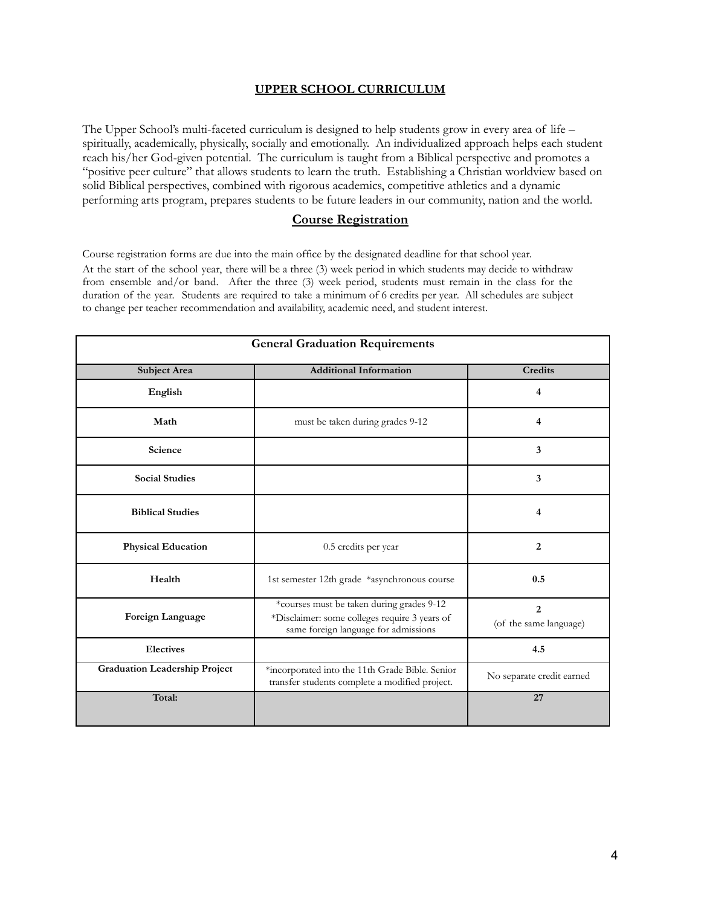## UPPER SCHOOL CURRICULUM

The Upper School's multi-faceted curriculum is designed to help students grow in every area of life – spiritually, academically, physically, socially and emotionally. An individualized approach helps each student reach his/her God-given potential. The curriculum is taught from a Biblical perspective and promotes a "positive peer culture" that allows students to learn the truth. Establishing a Christian worldview based on solid Biblical perspectives, combined with rigorous academics, competitive athletics and a dynamic performing arts program, prepares students to be future leaders in our community, nation and the world.

## Course Registration

Course registration forms are due into the main office by the designated deadline for that school year.

At the start of the school year, there will be a three (3) week period in which students may decide to withdraw from ensemble and/or band. After the three (3) week period, students must remain in the class for the duration of the year. Students are required to take a minimum of 6 credits per year. All schedules are subject to change per teacher recommendation and availability, academic need, and student interest.

| General Graduation Requirements | | |
|---|---|---|
| **Subject Area** | **Additional Information** | **Credits** |
| **English** | | **4** |
| **Math** | must be taken during grades 9-12 | **4** |
| **Science** | | **3** |
| **Social Studies** | | **3** |
| **Biblical Studies** | | **4** |
| **Physical Education** | 0.5 credits per year | **2** |
| **Health** | 1st semester 12th grade *asynchronous course | **0.5** |
| **Foreign Language** | *courses must be taken during grades 9-12<br>*Disclaimer: some colleges require 3 years of same foreign language for admissions | **2**<br>(of the same language) |
| **Electives** | | **4.5** |
| **Graduation Leadership Project** | *incorporated into the 11th Grade Bible. Senior transfer students complete a modified project. | No separate credit earned |
| **Total:** | | **27** |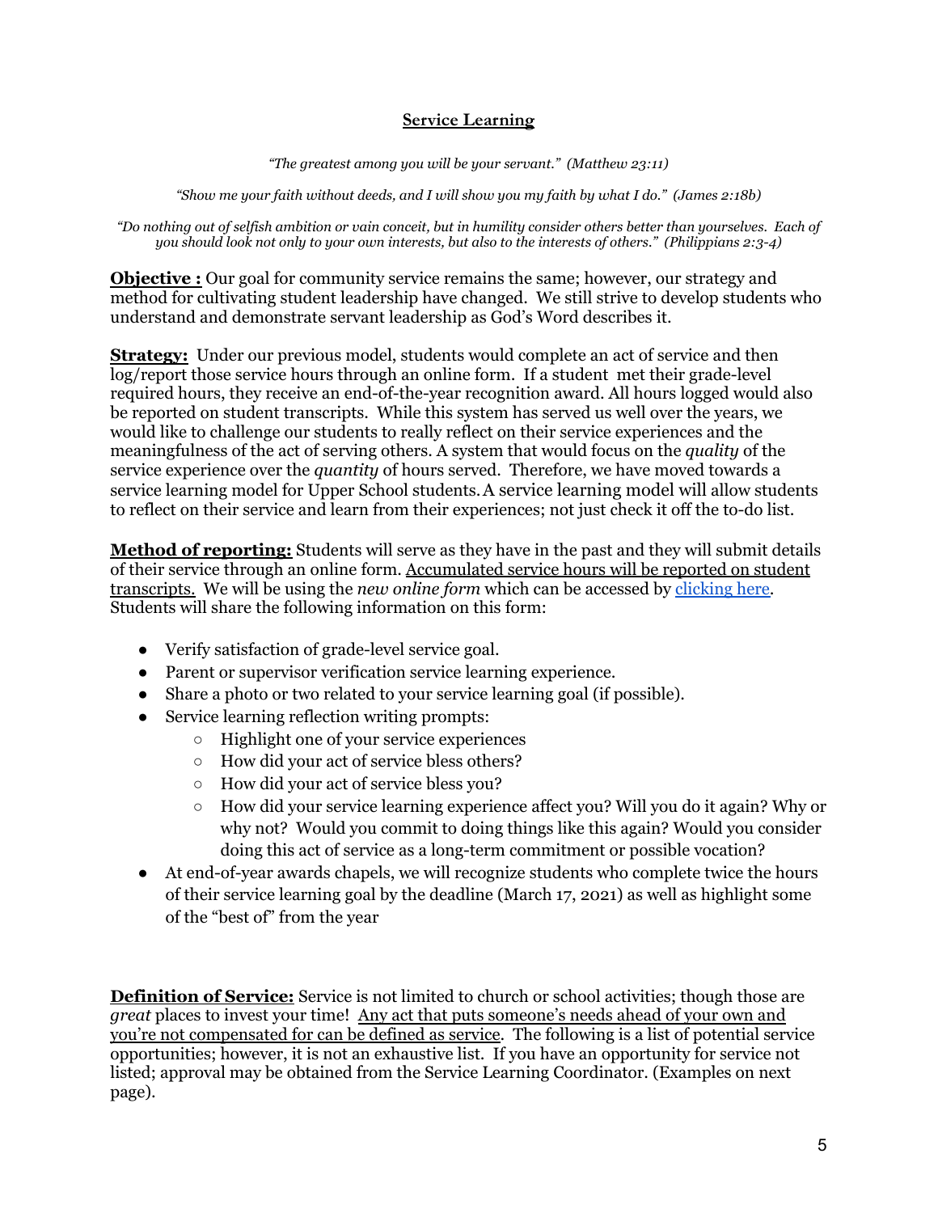## Service Learning

*"The greatest among you will be your servant." (Matthew 23:11)*

*"Show me your faith without deeds, and I will show you my faith by what I do." (James 2:18b)*

*"Do nothing out of selfish ambition or vain conceit, but in humility consider others better than yourselves. Each of you should look not only to your own interests, but also to the interests of others." (Philippians 2:3-4)*

**Objective :** Our goal for community service remains the same; however, our strategy and method for cultivating student leadership have changed. We still strive to develop students who understand and demonstrate servant leadership as God's Word describes it.

**Strategy:** Under our previous model, students would complete an act of service and then log/report those service hours through an online form. If a student met their grade-level required hours, they receive an end-of-the-year recognition award. All hours logged would also be reported on student transcripts. While this system has served us well over the years, we would like to challenge our students to really reflect on their service experiences and the meaningfulness of the act of serving others. A system that would focus on the *quality* of the service experience over the *quantity* of hours served. Therefore, we have moved towards a service learning model for Upper School students. A service learning model will allow students to reflect on their service and learn from their experiences; not just check it off the to-do list.

**Method of reporting:** Students will serve as they have in the past and they will submit details of their service through an online form. Accumulated service hours will be reported on student transcripts. We will be using the *new online form* which can be accessed by clicking here. Students will share the following information on this form:

- Verify satisfaction of grade-level service goal.
- Parent or supervisor verification service learning experience.
- Share a photo or two related to your service learning goal (if possible).
- Service learning reflection writing prompts:
  - Highlight one of your service experiences
  - How did your act of service bless others?
  - How did your act of service bless you?
  - How did your service learning experience affect you? Will you do it again? Why or why not? Would you commit to doing things like this again? Would you consider doing this act of service as a long-term commitment or possible vocation?
- At end-of-year awards chapels, we will recognize students who complete twice the hours of their service learning goal by the deadline (March 17, 2021) as well as highlight some of the "best of" from the year

**Definition of Service:** Service is not limited to church or school activities; though those are *great* places to invest your time! Any act that puts someone's needs ahead of your own and you're not compensated for can be defined as service. The following is a list of potential service opportunities; however, it is not an exhaustive list. If you have an opportunity for service not listed; approval may be obtained from the Service Learning Coordinator. (Examples on next page).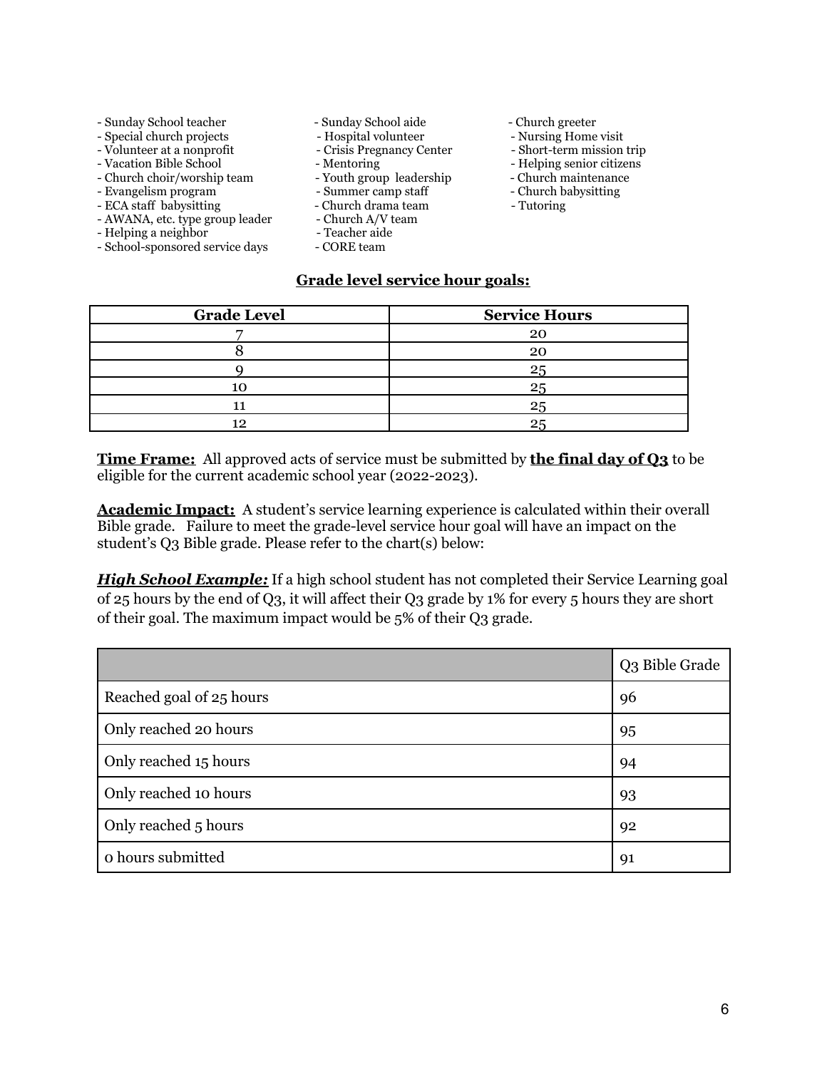- Sunday School teacher
- Special church projects
- Volunteer at a nonprofit
- Vacation Bible School
- Church choir/worship team
- Evangelism program
- ECA staff babysitting
- AWANA, etc. type group leader
- Helping a neighbor
- School-sponsored service days
- Sunday School aide
- Hospital volunteer
- Crisis Pregnancy Center
- Mentoring
- Youth group leadership
- Summer camp staff
- Church drama team
- Church A/V team
- Teacher aide
- CORE team
- Church greeter
- Nursing Home visit
- Short-term mission trip
- Helping senior citizens
- Church maintenance
- Church babysitting
- Tutoring

**<u>Grade level service hour goals:</u>**

| Grade Level | Service Hours |
| --- | --- |
| 7 | 20 |
| 8 | 20 |
| 9 | 25 |
| 10 | 25 |
| 11 | 25 |
| 12 | 25 |

**<u>Time Frame:</u>** All approved acts of service must be submitted by **<u>the final day of Q3</u>** to be eligible for the current academic school year (2022-2023).

**<u>Academic Impact:</u>** A student's service learning experience is calculated within their overall Bible grade. Failure to meet the grade-level service hour goal will have an impact on the student's Q3 Bible grade. Please refer to the chart(s) below:

***<u>High School Example:</u>*** If a high school student has not completed their Service Learning goal of 25 hours by the end of Q3, it will affect their Q3 grade by 1% for every 5 hours they are short of their goal. The maximum impact would be 5% of their Q3 grade.

| | Q3 Bible Grade |
| --- | --- |
| Reached goal of 25 hours | 96 |
| Only reached 20 hours | 95 |
| Only reached 15 hours | 94 |
| Only reached 10 hours | 93 |
| Only reached 5 hours | 92 |
| 0 hours submitted | 91 |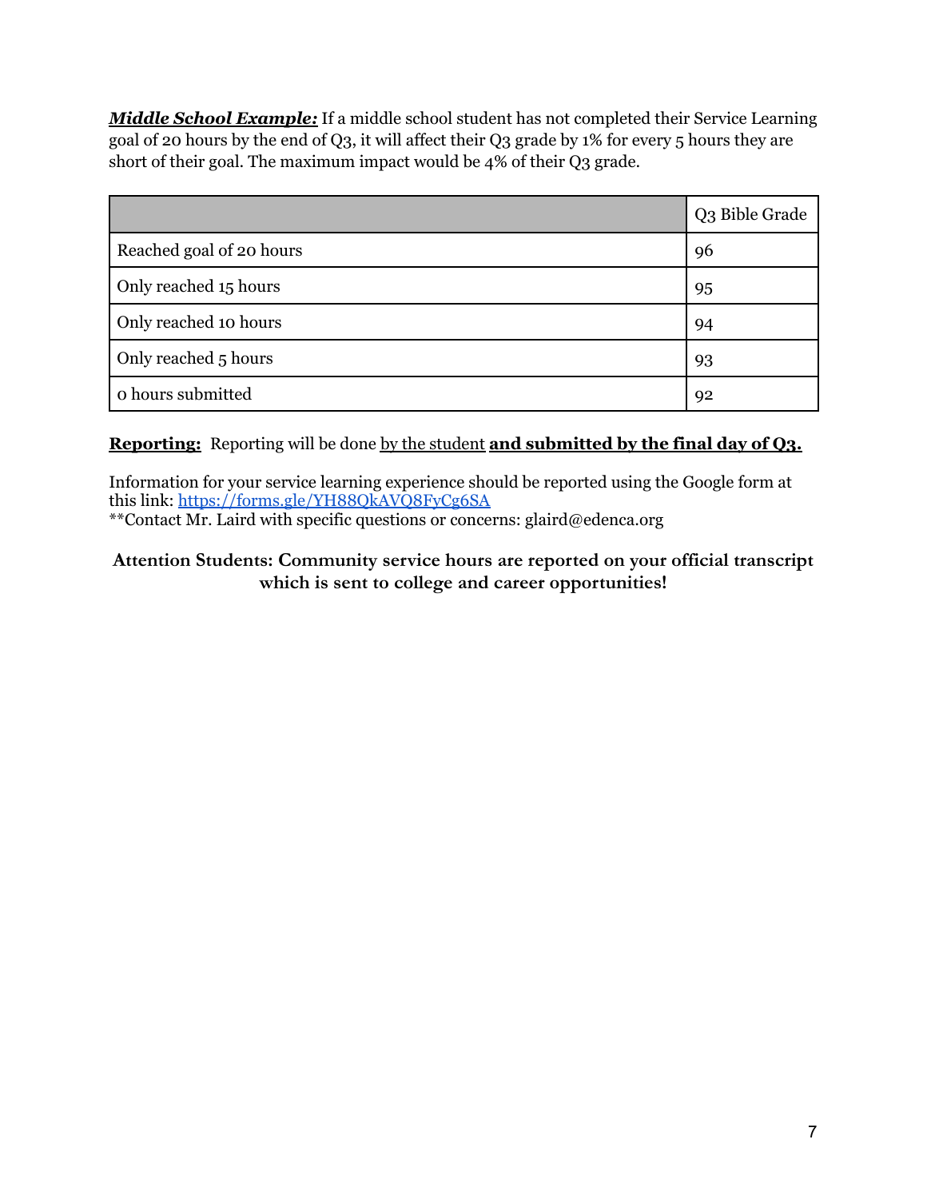***Middle School Example:*** If a middle school student has not completed their Service Learning goal of 20 hours by the end of Q3, it will affect their Q3 grade by 1% for every 5 hours they are short of their goal. The maximum impact would be 4% of their Q3 grade.

| | Q3 Bible Grade |
|---|---|
| Reached goal of 20 hours | 96 |
| Only reached 15 hours | 95 |
| Only reached 10 hours | 94 |
| Only reached 5 hours | 93 |
| 0 hours submitted | 92 |

**Reporting:** Reporting will be done by the student **and submitted by the final day of Q3.**

Information for your service learning experience should be reported using the Google form at this link: [https://forms.gle/YH88QkAVQ8FyCg6SA](https://forms.gle/YH88QkAVQ8FyCg6SA)
**Contact Mr. Laird with specific questions or concerns: glaird@edenca.org

**Attention Students: Community service hours are reported on your official transcript which is sent to college and career opportunities!**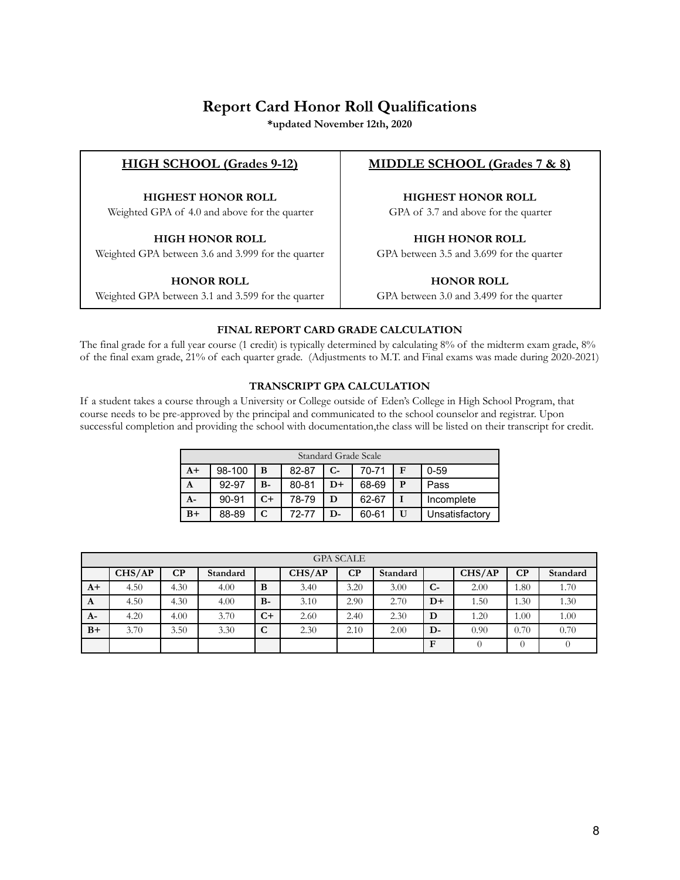# Report Card Honor Roll Qualifications

**\*updated November 12th, 2020**

| HIGH SCHOOL (Grades 9-12) | MIDDLE SCHOOL (Grades 7 & 8) |
|---|---|
| **HIGHEST HONOR ROLL**<br>Weighted GPA of 4.0 and above for the quarter | **HIGHEST HONOR ROLL**<br>GPA of 3.7 and above for the quarter |
| **HIGH HONOR ROLL**<br>Weighted GPA between 3.6 and 3.999 for the quarter | **HIGH HONOR ROLL**<br>GPA between 3.5 and 3.699 for the quarter |
| **HONOR ROLL**<br>Weighted GPA between 3.1 and 3.599 for the quarter | **HONOR ROLL**<br>GPA between 3.0 and 3.499 for the quarter |

### FINAL REPORT CARD GRADE CALCULATION

The final grade for a full year course (1 credit) is typically determined by calculating 8% of the midterm exam grade, 8% of the final exam grade, 21% of each quarter grade. (Adjustments to M.T. and Final exams was made during 2020-2021)

### TRANSCRIPT GPA CALCULATION

If a student takes a course through a University or College outside of Eden's College in High School Program, that course needs to be pre-approved by the principal and communicated to the school counselor and registrar. Upon successful completion and providing the school with documentation,the class will be listed on their transcript for credit.

| Standard Grade Scale | | | | | | | |
|---|---|---|---|---|---|---|---|
| **A+** | 98-100 | **B** | 82-87 | **C-** | 70-71 | **F** | 0-59 |
| **A** | 92-97 | **B-** | 80-81 | **D+** | 68-69 | **P** | Pass |
| **A-** | 90-91 | **C+** | 78-79 | **D** | 62-67 | **I** | Incomplete |
| **B+** | 88-89 | **C** | 72-77 | **D-** | 60-61 | **U** | Unsatisfactory |

| GPA SCALE | | | | | | | | | | | |
|---|---|---|---|---|---|---|---|---|---|---|---|
| | **CHS/AP** | **CP** | **Standard** | | **CHS/AP** | **CP** | **Standard** | | **CHS/AP** | **CP** | **Standard** |
| **A+** | 4.50 | 4.30 | 4.00 | **B** | 3.40 | 3.20 | 3.00 | **C-** | 2.00 | 1.80 | 1.70 |
| **A** | 4.50 | 4.30 | 4.00 | **B-** | 3.10 | 2.90 | 2.70 | **D+** | 1.50 | 1.30 | 1.30 |
| **A-** | 4.20 | 4.00 | 3.70 | **C+** | 2.60 | 2.40 | 2.30 | **D** | 1.20 | 1.00 | 1.00 |
| **B+** | 3.70 | 3.50 | 3.30 | **C** | 2.30 | 2.10 | 2.00 | **D-** | 0.90 | 0.70 | 0.70 |
| | | | | | | | | **F** | 0 | 0 | 0 |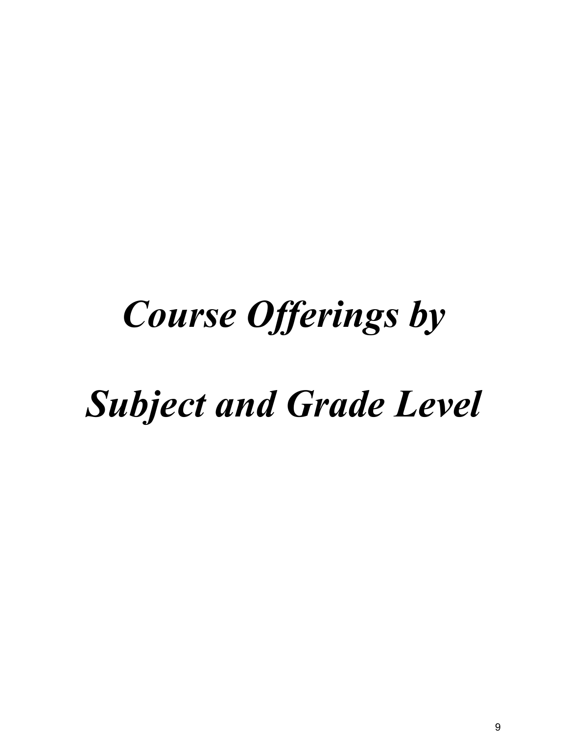# *Course Offerings by Subject and Grade Level*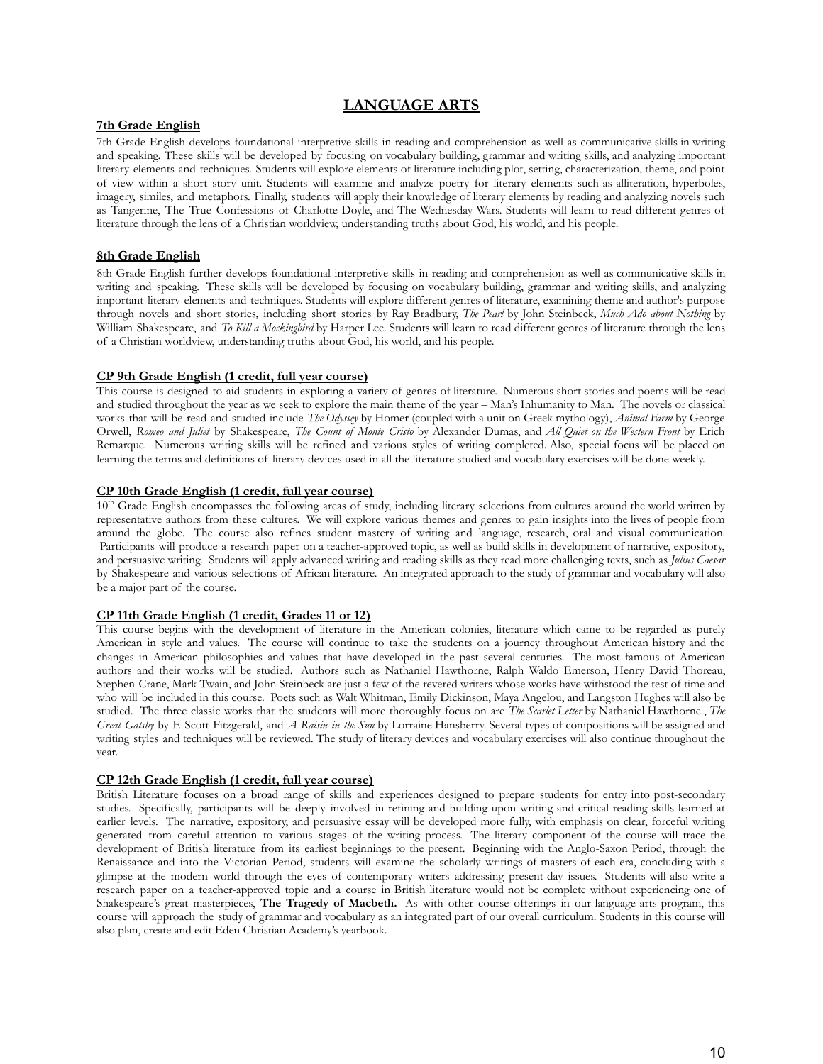# LANGUAGE ARTS

## 7th Grade English

7th Grade English develops foundational interpretive skills in reading and comprehension as well as communicative skills in writing and speaking. These skills will be developed by focusing on vocabulary building, grammar and writing skills, and analyzing important literary elements and techniques. Students will explore elements of literature including plot, setting, characterization, theme, and point of view within a short story unit. Students will examine and analyze poetry for literary elements such as alliteration, hyperboles, imagery, similes, and metaphors. Finally, students will apply their knowledge of literary elements by reading and analyzing novels such as Tangerine, The True Confessions of Charlotte Doyle, and The Wednesday Wars. Students will learn to read different genres of literature through the lens of a Christian worldview, understanding truths about God, his world, and his people.

## 8th Grade English

8th Grade English further develops foundational interpretive skills in reading and comprehension as well as communicative skills in writing and speaking. These skills will be developed by focusing on vocabulary building, grammar and writing skills, and analyzing important literary elements and techniques. Students will explore different genres of literature, examining theme and author's purpose through novels and short stories, including short stories by Ray Bradbury, *The Pearl* by John Steinbeck, *Much Ado about Nothing* by William Shakespeare, and *To Kill a Mockingbird* by Harper Lee. Students will learn to read different genres of literature through the lens of a Christian worldview, understanding truths about God, his world, and his people.

## CP 9th Grade English (1 credit, full year course)

This course is designed to aid students in exploring a variety of genres of literature. Numerous short stories and poems will be read and studied throughout the year as we seek to explore the main theme of the year – Man's Inhumanity to Man. The novels or classical works that will be read and studied include *The Odyssey* by Homer (coupled with a unit on Greek mythology), *Animal Farm* by George Orwell, *Romeo and Juliet* by Shakespeare, *The Count of Monte Cristo* by Alexander Dumas, and *All Quiet on the Western Front* by Erich Remarque. Numerous writing skills will be refined and various styles of writing completed. Also, special focus will be placed on learning the terms and definitions of literary devices used in all the literature studied and vocabulary exercises will be done weekly.

## CP 10th Grade English (1 credit, full year course)

10th Grade English encompasses the following areas of study, including literary selections from cultures around the world written by representative authors from these cultures. We will explore various themes and genres to gain insights into the lives of people from around the globe. The course also refines student mastery of writing and language, research, oral and visual communication. Participants will produce a research paper on a teacher-approved topic, as well as build skills in development of narrative, expository, and persuasive writing. Students will apply advanced writing and reading skills as they read more challenging texts, such as *Julius Caesar* by Shakespeare and various selections of African literature. An integrated approach to the study of grammar and vocabulary will also be a major part of the course.

## CP 11th Grade English (1 credit, Grades 11 or 12)

This course begins with the development of literature in the American colonies, literature which came to be regarded as purely American in style and values. The course will continue to take the students on a journey throughout American history and the changes in American philosophies and values that have developed in the past several centuries. The most famous of American authors and their works will be studied. Authors such as Nathaniel Hawthorne, Ralph Waldo Emerson, Henry David Thoreau, Stephen Crane, Mark Twain, and John Steinbeck are just a few of the revered writers whose works have withstood the test of time and who will be included in this course. Poets such as Walt Whitman, Emily Dickinson, Maya Angelou, and Langston Hughes will also be studied. The three classic works that the students will more thoroughly focus on are *The Scarlet Letter* by Nathaniel Hawthorne , *The Great Gatsby* by F. Scott Fitzgerald, and *A Raisin in the Sun* by Lorraine Hansberry. Several types of compositions will be assigned and writing styles and techniques will be reviewed. The study of literary devices and vocabulary exercises will also continue throughout the year.

## CP 12th Grade English (1 credit, full year course)

British Literature focuses on a broad range of skills and experiences designed to prepare students for entry into post-secondary studies. Specifically, participants will be deeply involved in refining and building upon writing and critical reading skills learned at earlier levels. The narrative, expository, and persuasive essay will be developed more fully, with emphasis on clear, forceful writing generated from careful attention to various stages of the writing process. The literary component of the course will trace the development of British literature from its earliest beginnings to the present. Beginning with the Anglo-Saxon Period, through the Renaissance and into the Victorian Period, students will examine the scholarly writings of masters of each era, concluding with a glimpse at the modern world through the eyes of contemporary writers addressing present-day issues. Students will also write a research paper on a teacher-approved topic and a course in British literature would not be complete without experiencing one of Shakespeare's great masterpieces, **The Tragedy of Macbeth.** As with other course offerings in our language arts program, this course will approach the study of grammar and vocabulary as an integrated part of our overall curriculum. Students in this course will also plan, create and edit Eden Christian Academy's yearbook.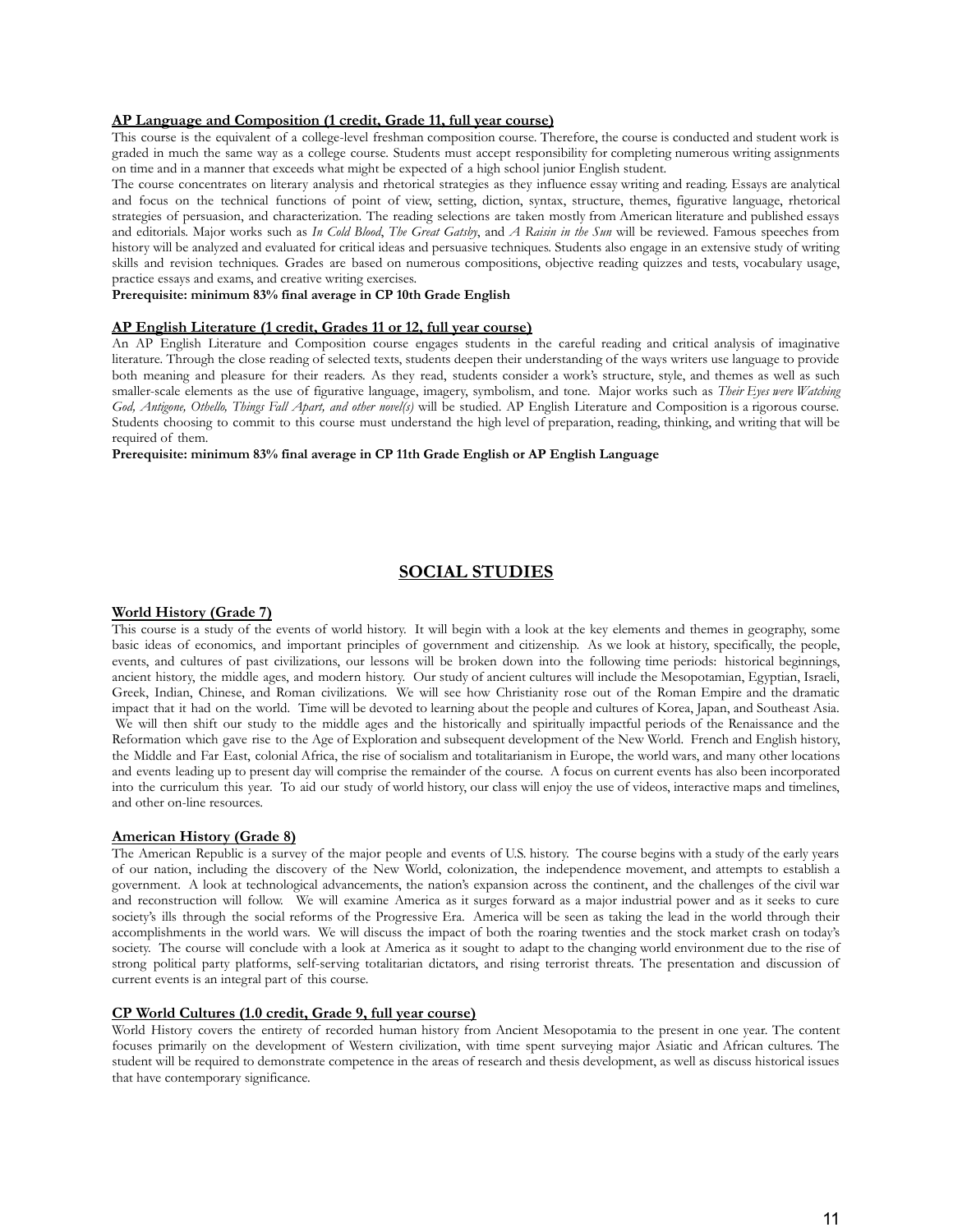**AP Language and Composition (1 credit, Grade 11, full year course)**

This course is the equivalent of a college-level freshman composition course. Therefore, the course is conducted and student work is graded in much the same way as a college course. Students must accept responsibility for completing numerous writing assignments on time and in a manner that exceeds what might be expected of a high school junior English student.

The course concentrates on literary analysis and rhetorical strategies as they influence essay writing and reading. Essays are analytical and focus on the technical functions of point of view, setting, diction, syntax, structure, themes, figurative language, rhetorical strategies of persuasion, and characterization. The reading selections are taken mostly from American literature and published essays and editorials. Major works such as *In Cold Blood*, *The Great Gatsby*, and *A Raisin in the Sun* will be reviewed. Famous speeches from history will be analyzed and evaluated for critical ideas and persuasive techniques. Students also engage in an extensive study of writing skills and revision techniques. Grades are based on numerous compositions, objective reading quizzes and tests, vocabulary usage, practice essays and exams, and creative writing exercises.

**Prerequisite: minimum 83% final average in CP 10th Grade English**

**AP English Literature (1 credit, Grades 11 or 12, full year course)**

An AP English Literature and Composition course engages students in the careful reading and critical analysis of imaginative literature. Through the close reading of selected texts, students deepen their understanding of the ways writers use language to provide both meaning and pleasure for their readers. As they read, students consider a work's structure, style, and themes as well as such smaller-scale elements as the use of figurative language, imagery, symbolism, and tone. Major works such as *Their Eyes were Watching God, Antigone, Othello, Things Fall Apart, and other novel(s)* will be studied. AP English Literature and Composition is a rigorous course. Students choosing to commit to this course must understand the high level of preparation, reading, thinking, and writing that will be required of them.

**Prerequisite: minimum 83% final average in CP 11th Grade English or AP English Language**

## SOCIAL STUDIES

**World History (Grade 7)**

This course is a study of the events of world history. It will begin with a look at the key elements and themes in geography, some basic ideas of economics, and important principles of government and citizenship. As we look at history, specifically, the people, events, and cultures of past civilizations, our lessons will be broken down into the following time periods: historical beginnings, ancient history, the middle ages, and modern history. Our study of ancient cultures will include the Mesopotamian, Egyptian, Israeli, Greek, Indian, Chinese, and Roman civilizations. We will see how Christianity rose out of the Roman Empire and the dramatic impact that it had on the world. Time will be devoted to learning about the people and cultures of Korea, Japan, and Southeast Asia. We will then shift our study to the middle ages and the historically and spiritually impactful periods of the Renaissance and the Reformation which gave rise to the Age of Exploration and subsequent development of the New World. French and English history, the Middle and Far East, colonial Africa, the rise of socialism and totalitarianism in Europe, the world wars, and many other locations and events leading up to present day will comprise the remainder of the course. A focus on current events has also been incorporated into the curriculum this year. To aid our study of world history, our class will enjoy the use of videos, interactive maps and timelines, and other on-line resources.

**American History (Grade 8)**

The American Republic is a survey of the major people and events of U.S. history. The course begins with a study of the early years of our nation, including the discovery of the New World, colonization, the independence movement, and attempts to establish a government. A look at technological advancements, the nation's expansion across the continent, and the challenges of the civil war and reconstruction will follow. We will examine America as it surges forward as a major industrial power and as it seeks to cure society's ills through the social reforms of the Progressive Era. America will be seen as taking the lead in the world through their accomplishments in the world wars. We will discuss the impact of both the roaring twenties and the stock market crash on today's society. The course will conclude with a look at America as it sought to adapt to the changing world environment due to the rise of strong political party platforms, self-serving totalitarian dictators, and rising terrorist threats. The presentation and discussion of current events is an integral part of this course.

**CP World Cultures (1.0 credit, Grade 9, full year course)**

World History covers the entirety of recorded human history from Ancient Mesopotamia to the present in one year. The content focuses primarily on the development of Western civilization, with time spent surveying major Asiatic and African cultures. The student will be required to demonstrate competence in the areas of research and thesis development, as well as discuss historical issues that have contemporary significance.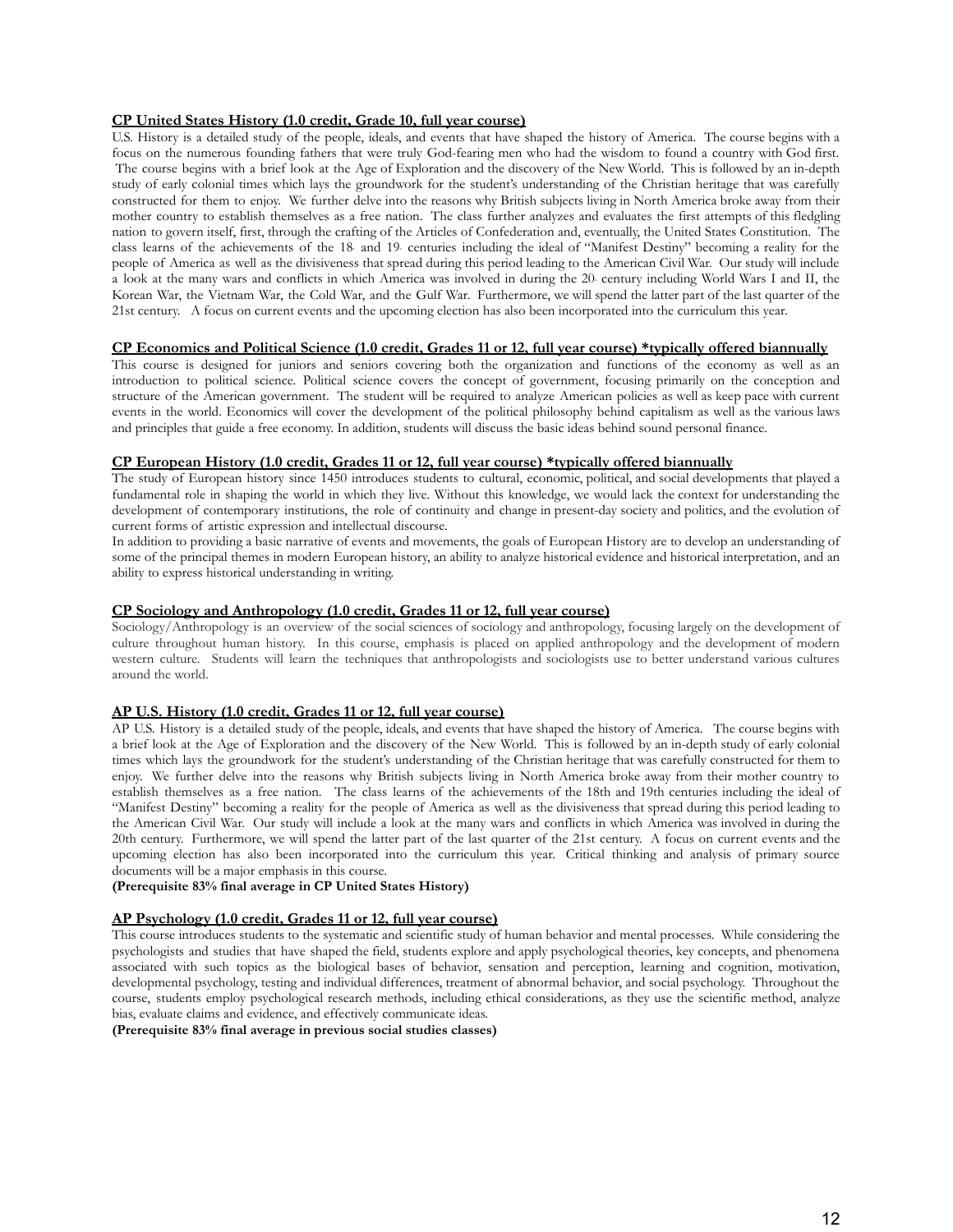**CP United States History (1.0 credit, Grade 10, full year course)**

U.S. History is a detailed study of the people, ideals, and events that have shaped the history of America. The course begins with a focus on the numerous founding fathers that were truly God-fearing men who had the wisdom to found a country with God first. The course begins with a brief look at the Age of Exploration and the discovery of the New World. This is followed by an in-depth study of early colonial times which lays the groundwork for the student's understanding of the Christian heritage that was carefully constructed for them to enjoy. We further delve into the reasons why British subjects living in North America broke away from their mother country to establish themselves as a free nation. The class further analyzes and evaluates the first attempts of this fledgling nation to govern itself, first, through the crafting of the Articles of Confederation and, eventually, the United States Constitution. The class learns of the achievements of the 18th and 19th centuries including the ideal of "Manifest Destiny" becoming a reality for the people of America as well as the divisiveness that spread during this period leading to the American Civil War. Our study will include a look at the many wars and conflicts in which America was involved in during the 20th century including World Wars I and II, the Korean War, the Vietnam War, the Cold War, and the Gulf War. Furthermore, we will spend the latter part of the last quarter of the 21st century. A focus on current events and the upcoming election has also been incorporated into the curriculum this year.

**CP Economics and Political Science (1.0 credit, Grades 11 or 12, full year course) *typically offered biannually**

This course is designed for juniors and seniors covering both the organization and functions of the economy as well as an introduction to political science. Political science covers the concept of government, focusing primarily on the conception and structure of the American government. The student will be required to analyze American policies as well as keep pace with current events in the world. Economics will cover the development of the political philosophy behind capitalism as well as the various laws and principles that guide a free economy. In addition, students will discuss the basic ideas behind sound personal finance.

**CP European History (1.0 credit, Grades 11 or 12, full year course) *typically offered biannually**

The study of European history since 1450 introduces students to cultural, economic, political, and social developments that played a fundamental role in shaping the world in which they live. Without this knowledge, we would lack the context for understanding the development of contemporary institutions, the role of continuity and change in present-day society and politics, and the evolution of current forms of artistic expression and intellectual discourse.

In addition to providing a basic narrative of events and movements, the goals of European History are to develop an understanding of some of the principal themes in modern European history, an ability to analyze historical evidence and historical interpretation, and an ability to express historical understanding in writing.

**CP Sociology and Anthropology (1.0 credit, Grades 11 or 12, full year course)**

Sociology/Anthropology is an overview of the social sciences of sociology and anthropology, focusing largely on the development of culture throughout human history. In this course, emphasis is placed on applied anthropology and the development of modern western culture. Students will learn the techniques that anthropologists and sociologists use to better understand various cultures around the world.

**AP U.S. History (1.0 credit, Grades 11 or 12, full year course)**

AP U.S. History is a detailed study of the people, ideals, and events that have shaped the history of America. The course begins with a brief look at the Age of Exploration and the discovery of the New World. This is followed by an in-depth study of early colonial times which lays the groundwork for the student's understanding of the Christian heritage that was carefully constructed for them to enjoy. We further delve into the reasons why British subjects living in North America broke away from their mother country to establish themselves as a free nation. The class learns of the achievements of the 18th and 19th centuries including the ideal of "Manifest Destiny" becoming a reality for the people of America as well as the divisiveness that spread during this period leading to the American Civil War. Our study will include a look at the many wars and conflicts in which America was involved in during the 20th century. Furthermore, we will spend the latter part of the last quarter of the 21st century. A focus on current events and the upcoming election has also been incorporated into the curriculum this year. Critical thinking and analysis of primary source documents will be a major emphasis in this course.

**(Prerequisite 83% final average in CP United States History)**

**AP Psychology (1.0 credit, Grades 11 or 12, full year course)**

This course introduces students to the systematic and scientific study of human behavior and mental processes. While considering the psychologists and studies that have shaped the field, students explore and apply psychological theories, key concepts, and phenomena associated with such topics as the biological bases of behavior, sensation and perception, learning and cognition, motivation, developmental psychology, testing and individual differences, treatment of abnormal behavior, and social psychology. Throughout the course, students employ psychological research methods, including ethical considerations, as they use the scientific method, analyze bias, evaluate claims and evidence, and effectively communicate ideas.

**(Prerequisite 83% final average in previous social studies classes)**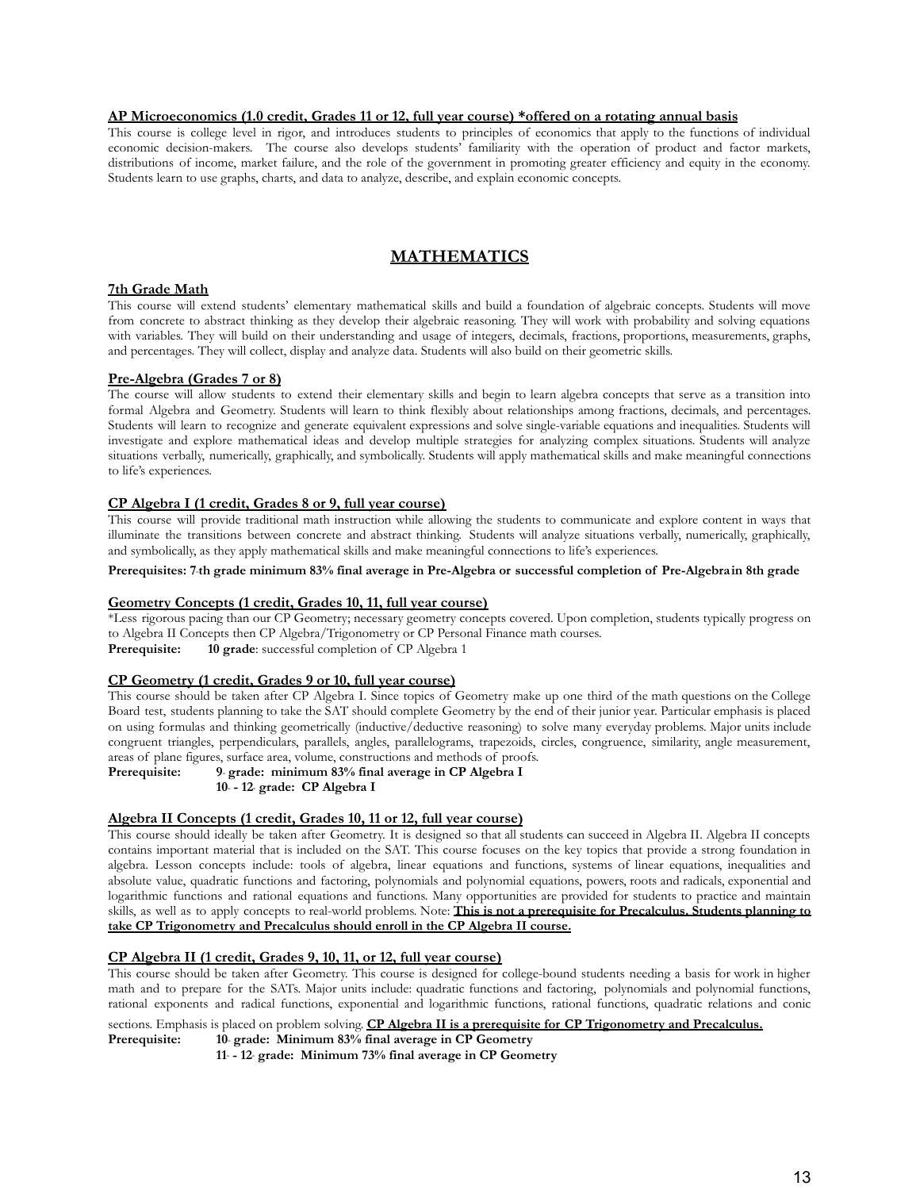**AP Microeconomics (1.0 credit, Grades 11 or 12, full year course) *offered on a rotating annual basis**

This course is college level in rigor, and introduces students to principles of economics that apply to the functions of individual economic decision-makers. The course also develops students' familiarity with the operation of product and factor markets, distributions of income, market failure, and the role of the government in promoting greater efficiency and equity in the economy. Students learn to use graphs, charts, and data to analyze, describe, and explain economic concepts.

# MATHEMATICS

**7th Grade Math**

This course will extend students' elementary mathematical skills and build a foundation of algebraic concepts. Students will move from concrete to abstract thinking as they develop their algebraic reasoning. They will work with probability and solving equations with variables. They will build on their understanding and usage of integers, decimals, fractions, proportions, measurements, graphs, and percentages. They will collect, display and analyze data. Students will also build on their geometric skills.

**Pre-Algebra (Grades 7 or 8)**

The course will allow students to extend their elementary skills and begin to learn algebra concepts that serve as a transition into formal Algebra and Geometry. Students will learn to think flexibly about relationships among fractions, decimals, and percentages. Students will learn to recognize and generate equivalent expressions and solve single-variable equations and inequalities. Students will investigate and explore mathematical ideas and develop multiple strategies for analyzing complex situations. Students will analyze situations verbally, numerically, graphically, and symbolically. Students will apply mathematical skills and make meaningful connections to life's experiences.

**CP Algebra I (1 credit, Grades 8 or 9, full year course)**

This course will provide traditional math instruction while allowing the students to communicate and explore content in ways that illuminate the transitions between concrete and abstract thinking. Students will analyze situations verbally, numerically, graphically, and symbolically, as they apply mathematical skills and make meaningful connections to life's experiences.

**Prerequisites: 7th grade minimum 83% final average in Pre-Algebra or successful completion of Pre-Algebra in 8th grade**

**Geometry Concepts (1 credit, Grades 10, 11, full year course)**

*Less rigorous pacing than our CP Geometry; necessary geometry concepts covered. Upon completion, students typically progress on to Algebra II Concepts then CP Algebra/Trigonometry or CP Personal Finance math courses.

**Prerequisite:** **10 grade**: successful completion of CP Algebra 1

**CP Geometry (1 credit, Grades 9 or 10, full year course)**

This course should be taken after CP Algebra I. Since topics of Geometry make up one third of the math questions on the College Board test, students planning to take the SAT should complete Geometry by the end of their junior year. Particular emphasis is placed on using formulas and thinking geometrically (inductive/deductive reasoning) to solve many everyday problems. Major units include congruent triangles, perpendiculars, parallels, angles, parallelograms, trapezoids, circles, congruence, similarity, angle measurement, areas of plane figures, surface area, volume, constructions and methods of proofs.

**Prerequisite:** **9th grade: minimum 83% final average in CP Algebra I**
**10th - 12th grade: CP Algebra I**

**Algebra II Concepts (1 credit, Grades 10, 11 or 12, full year course)**

This course should ideally be taken after Geometry. It is designed so that all students can succeed in Algebra II. Algebra II concepts contains important material that is included on the SAT. This course focuses on the key topics that provide a strong foundation in algebra. Lesson concepts include: tools of algebra, linear equations and functions, systems of linear equations, inequalities and absolute value, quadratic functions and factoring, polynomials and polynomial equations, powers, roots and radicals, exponential and logarithmic functions and rational equations and functions. Many opportunities are provided for students to practice and maintain skills, as well as to apply concepts to real-world problems. Note: **This is not a prerequisite for Precalculus. Students planning to take CP Trigonometry and Precalculus should enroll in the CP Algebra II course.**

**CP Algebra II (1 credit, Grades 9, 10, 11, or 12, full year course)**

This course should be taken after Geometry. This course is designed for college-bound students needing a basis for work in higher math and to prepare for the SATs. Major units include: quadratic functions and factoring, polynomials and polynomial functions, rational exponents and radical functions, exponential and logarithmic functions, rational functions, quadratic relations and conic sections. Emphasis is placed on problem solving. **CP Algebra II is a prerequisite for CP Trigonometry and Precalculus.**

**Prerequisite:** **10th grade: Minimum 83% final average in CP Geometry**
**11th - 12th grade: Minimum 73% final average in CP Geometry**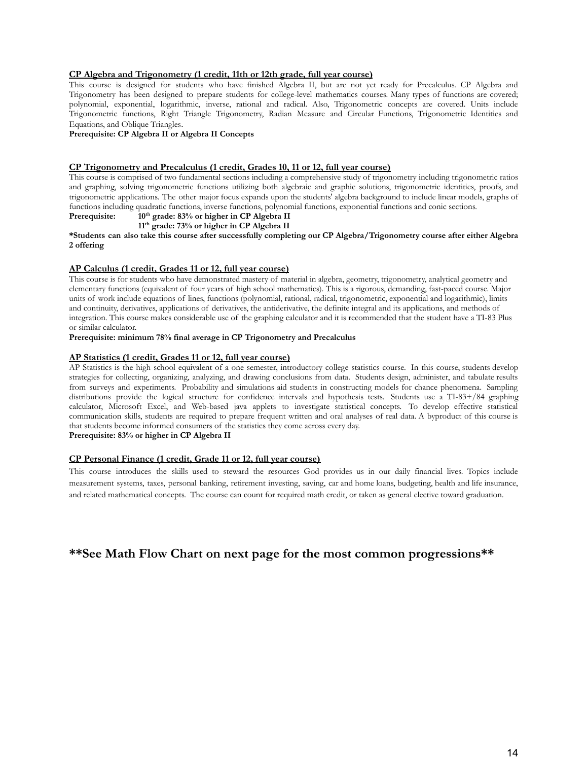**CP Algebra and Trigonometry (1 credit, 11th or 12th grade, full year course)**

This course is designed for students who have finished Algebra II, but are not yet ready for Precalculus. CP Algebra and Trigonometry has been designed to prepare students for college-level mathematics courses. Many types of functions are covered; polynomial, exponential, logarithmic, inverse, rational and radical. Also, Trigonometric concepts are covered. Units include Trigonometric functions, Right Triangle Trigonometry, Radian Measure and Circular Functions, Trigonometric Identities and Equations, and Oblique Triangles.

**Prerequisite: CP Algebra II or Algebra II Concepts**

**CP Trigonometry and Precalculus (1 credit, Grades 10, 11 or 12, full year course)**

This course is comprised of two fundamental sections including a comprehensive study of trigonometry including trigonometric ratios and graphing, solving trigonometric functions utilizing both algebraic and graphic solutions, trigonometric identities, proofs, and trigonometric applications. The other major focus expands upon the students' algebra background to include linear models, graphs of functions including quadratic functions, inverse functions, polynomial functions, exponential functions and conic sections.

**Prerequisite: 10th grade: 83% or higher in CP Algebra II**
**11th grade: 73% or higher in CP Algebra II**

***Students can also take this course after successfully completing our CP Algebra/Trigonometry course after either Algebra 2 offering**

**AP Calculus (1 credit, Grades 11 or 12, full year course)**

This course is for students who have demonstrated mastery of material in algebra, geometry, trigonometry, analytical geometry and elementary functions (equivalent of four years of high school mathematics). This is a rigorous, demanding, fast-paced course. Major units of work include equations of lines, functions (polynomial, rational, radical, trigonometric, exponential and logarithmic), limits and continuity, derivatives, applications of derivatives, the antiderivative, the definite integral and its applications, and methods of integration. This course makes considerable use of the graphing calculator and it is recommended that the student have a TI-83 Plus or similar calculator.

**Prerequisite: minimum 78% final average in CP Trigonometry and Precalculus**

**AP Statistics (1 credit, Grades 11 or 12, full year course)**

AP Statistics is the high school equivalent of a one semester, introductory college statistics course. In this course, students develop strategies for collecting, organizing, analyzing, and drawing conclusions from data. Students design, administer, and tabulate results from surveys and experiments. Probability and simulations aid students in constructing models for chance phenomena. Sampling distributions provide the logical structure for confidence intervals and hypothesis tests. Students use a TI-83+/84 graphing calculator, Microsoft Excel, and Web-based java applets to investigate statistical concepts. To develop effective statistical communication skills, students are required to prepare frequent written and oral analyses of real data. A byproduct of this course is that students become informed consumers of the statistics they come across every day.

**Prerequisite: 83% or higher in CP Algebra II**

**CP Personal Finance (1 credit, Grade 11 or 12, full year course)**

This course introduces the skills used to steward the resources God provides us in our daily financial lives. Topics include measurement systems, taxes, personal banking, retirement investing, saving, car and home loans, budgeting, health and life insurance, and related mathematical concepts. The course can count for required math credit, or taken as general elective toward graduation.

## **See Math Flow Chart on next page for the most common progressions**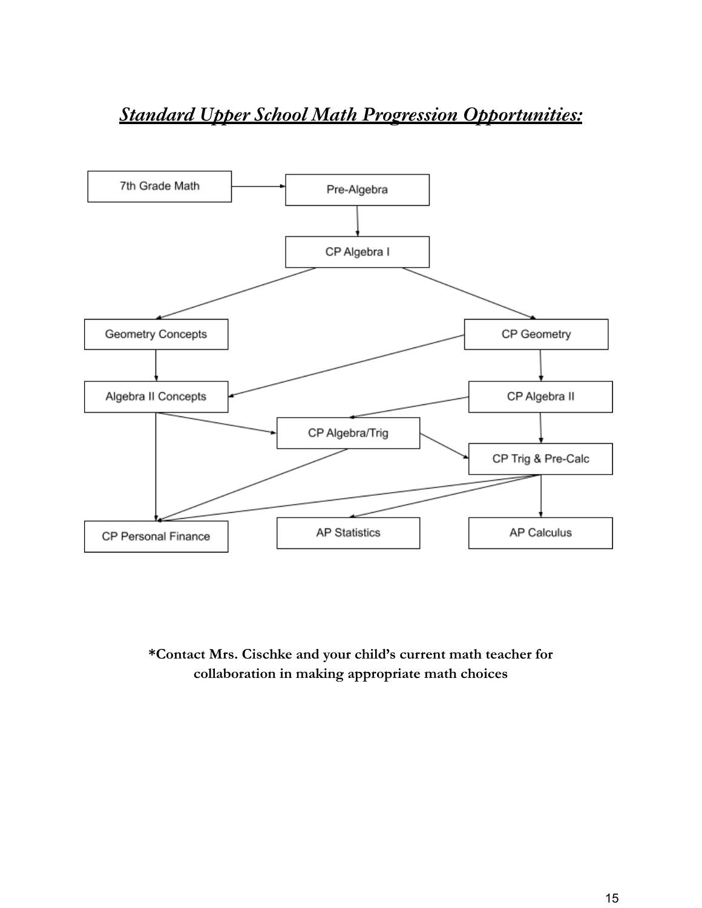## ***<u>Standard Upper School Math Progression Opportunities:</u>***

7th Grade Math

Pre-Algebra

CP Algebra I

Geometry Concepts

CP Geometry

Algebra II Concepts

CP Algebra II

CP Algebra/Trig

CP Trig & Pre-Calc

CP Personal Finance

AP Statistics

AP Calculus

**\*Contact Mrs. Cischke and your child's current math teacher for collaboration in making appropriate math choices**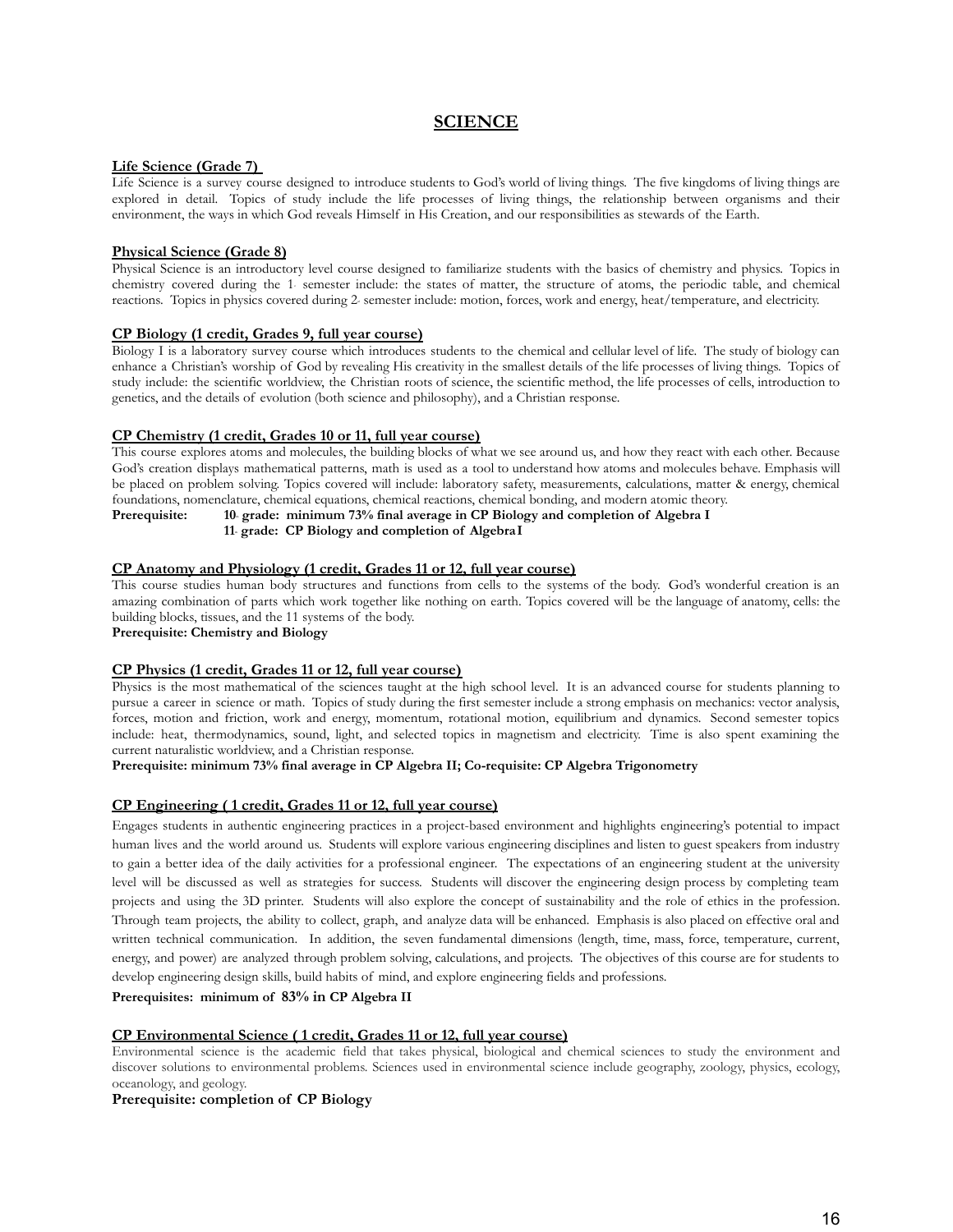# SCIENCE

**Life Science (Grade 7)**

Life Science is a survey course designed to introduce students to God's world of living things. The five kingdoms of living things are explored in detail. Topics of study include the life processes of living things, the relationship between organisms and their environment, the ways in which God reveals Himself in His Creation, and our responsibilities as stewards of the Earth.

**Physical Science (Grade 8)**

Physical Science is an introductory level course designed to familiarize students with the basics of chemistry and physics. Topics in chemistry covered during the 1st semester include: the states of matter, the structure of atoms, the periodic table, and chemical reactions. Topics in physics covered during 2nd semester include: motion, forces, work and energy, heat/temperature, and electricity.

**CP Biology (1 credit, Grades 9, full year course)**

Biology I is a laboratory survey course which introduces students to the chemical and cellular level of life. The study of biology can enhance a Christian's worship of God by revealing His creativity in the smallest details of the life processes of living things. Topics of study include: the scientific worldview, the Christian roots of science, the scientific method, the life processes of cells, introduction to genetics, and the details of evolution (both science and philosophy), and a Christian response.

**CP Chemistry (1 credit, Grades 10 or 11, full year course)**

This course explores atoms and molecules, the building blocks of what we see around us, and how they react with each other. Because God's creation displays mathematical patterns, math is used as a tool to understand how atoms and molecules behave. Emphasis will be placed on problem solving. Topics covered will include: laboratory safety, measurements, calculations, matter & energy, chemical foundations, nomenclature, chemical equations, chemical reactions, chemical bonding, and modern atomic theory.

**Prerequisite: 10th grade: minimum 73% final average in CP Biology and completion of Algebra I**
**11th grade: CP Biology and completion of Algebra I**

**CP Anatomy and Physiology (1 credit, Grades 11 or 12, full year course)**

This course studies human body structures and functions from cells to the systems of the body. God's wonderful creation is an amazing combination of parts which work together like nothing on earth. Topics covered will be the language of anatomy, cells: the building blocks, tissues, and the 11 systems of the body.

**Prerequisite: Chemistry and Biology**

**CP Physics (1 credit, Grades 11 or 12, full year course)**

Physics is the most mathematical of the sciences taught at the high school level. It is an advanced course for students planning to pursue a career in science or math. Topics of study during the first semester include a strong emphasis on mechanics: vector analysis, forces, motion and friction, work and energy, momentum, rotational motion, equilibrium and dynamics. Second semester topics include: heat, thermodynamics, sound, light, and selected topics in magnetism and electricity. Time is also spent examining the current naturalistic worldview, and a Christian response.

**Prerequisite: minimum 73% final average in CP Algebra II; Co-requisite: CP Algebra Trigonometry**

**CP Engineering ( 1 credit, Grades 11 or 12, full year course)**

Engages students in authentic engineering practices in a project-based environment and highlights engineering's potential to impact human lives and the world around us. Students will explore various engineering disciplines and listen to guest speakers from industry to gain a better idea of the daily activities for a professional engineer. The expectations of an engineering student at the university level will be discussed as well as strategies for success. Students will discover the engineering design process by completing team projects and using the 3D printer. Students will also explore the concept of sustainability and the role of ethics in the profession. Through team projects, the ability to collect, graph, and analyze data will be enhanced. Emphasis is also placed on effective oral and written technical communication. In addition, the seven fundamental dimensions (length, time, mass, force, temperature, current, energy, and power) are analyzed through problem solving, calculations, and projects. The objectives of this course are for students to develop engineering design skills, build habits of mind, and explore engineering fields and professions.

**Prerequisites: minimum of 83% in CP Algebra II**

**CP Environmental Science ( 1 credit, Grades 11 or 12, full year course)**

Environmental science is the academic field that takes physical, biological and chemical sciences to study the environment and discover solutions to environmental problems. Sciences used in environmental science include geography, zoology, physics, ecology, oceanology, and geology.

**Prerequisite: completion of CP Biology**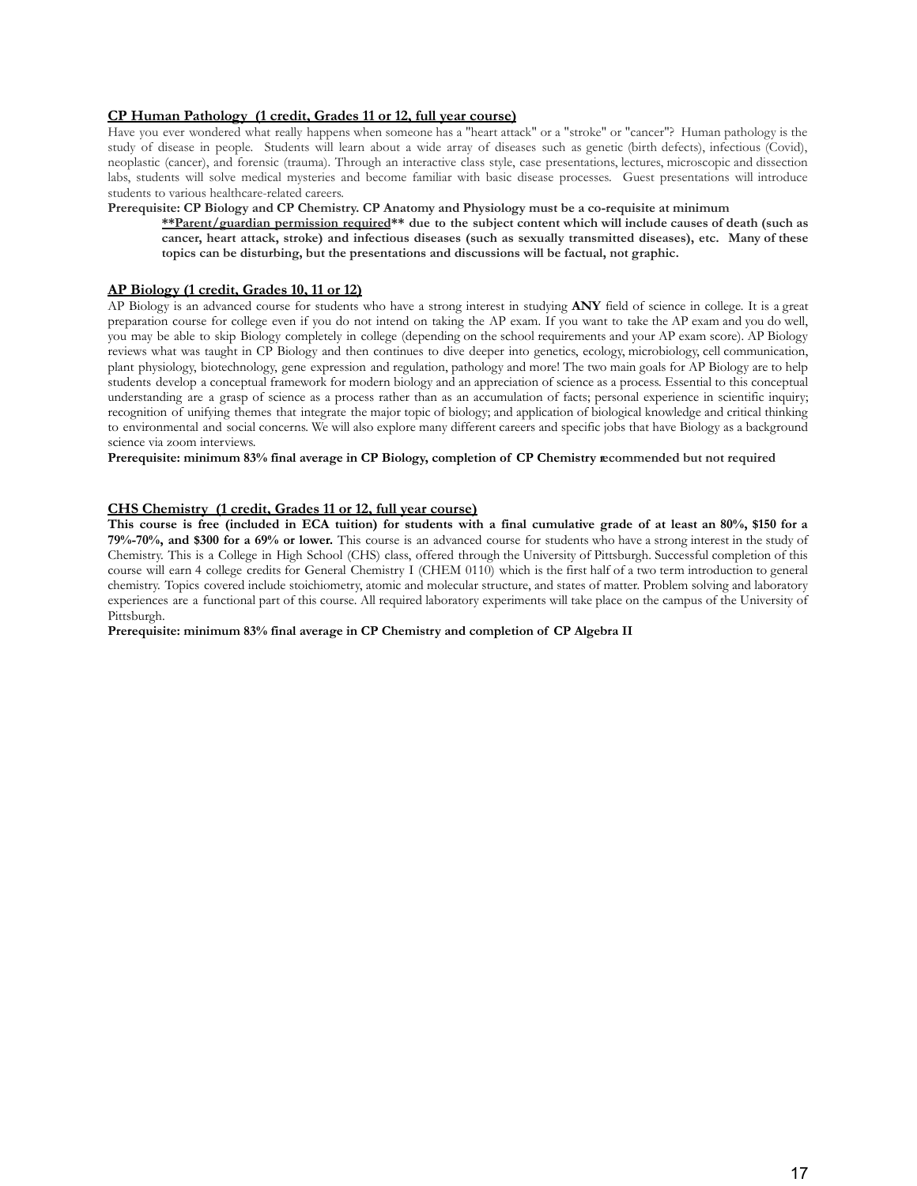**CP Human Pathology  (1 credit, Grades 11 or 12, full year course)**

Have you ever wondered what really happens when someone has a "heart attack" or a "stroke" or "cancer"? Human pathology is the study of disease in people. Students will learn about a wide array of diseases such as genetic (birth defects), infectious (Covid), neoplastic (cancer), and forensic (trauma). Through an interactive class style, case presentations, lectures, microscopic and dissection labs, students will solve medical mysteries and become familiar with basic disease processes. Guest presentations will introduce students to various healthcare-related careers.

**Prerequisite: CP Biology and CP Chemistry. CP Anatomy and Physiology must be a co-requisite at minimum**

> **\*\*Parent/guardian permission required\*\* due to the subject content which will include causes of death (such as cancer, heart attack, stroke) and infectious diseases (such as sexually transmitted diseases), etc. Many of these topics can be disturbing, but the presentations and discussions will be factual, not graphic.**

**AP Biology (1 credit, Grades 10, 11 or 12)**

AP Biology is an advanced course for students who have a strong interest in studying **ANY** field of science in college. It is a great preparation course for college even if you do not intend on taking the AP exam. If you want to take the AP exam and you do well, you may be able to skip Biology completely in college (depending on the school requirements and your AP exam score). AP Biology reviews what was taught in CP Biology and then continues to dive deeper into genetics, ecology, microbiology, cell communication, plant physiology, biotechnology, gene expression and regulation, pathology and more! The two main goals for AP Biology are to help students develop a conceptual framework for modern biology and an appreciation of science as a process. Essential to this conceptual understanding are a grasp of science as a process rather than as an accumulation of facts; personal experience in scientific inquiry; recognition of unifying themes that integrate the major topic of biology; and application of biological knowledge and critical thinking to environmental and social concerns. We will also explore many different careers and specific jobs that have Biology as a background science via zoom interviews.

**Prerequisite: minimum 83% final average in CP Biology, completion of CP Chemistry recommended but not required**

**CHS Chemistry  (1 credit, Grades 11 or 12, full year course)**

**This course is free (included in ECA tuition) for students with a final cumulative grade of at least an 80%, $150 for a 79%-70%, and $300 for a 69% or lower.** This course is an advanced course for students who have a strong interest in the study of Chemistry. This is a College in High School (CHS) class, offered through the University of Pittsburgh. Successful completion of this course will earn 4 college credits for General Chemistry I (CHEM 0110) which is the first half of a two term introduction to general chemistry. Topics covered include stoichiometry, atomic and molecular structure, and states of matter. Problem solving and laboratory experiences are a functional part of this course. All required laboratory experiments will take place on the campus of the University of Pittsburgh.

**Prerequisite: minimum 83% final average in CP Chemistry and completion of CP Algebra II**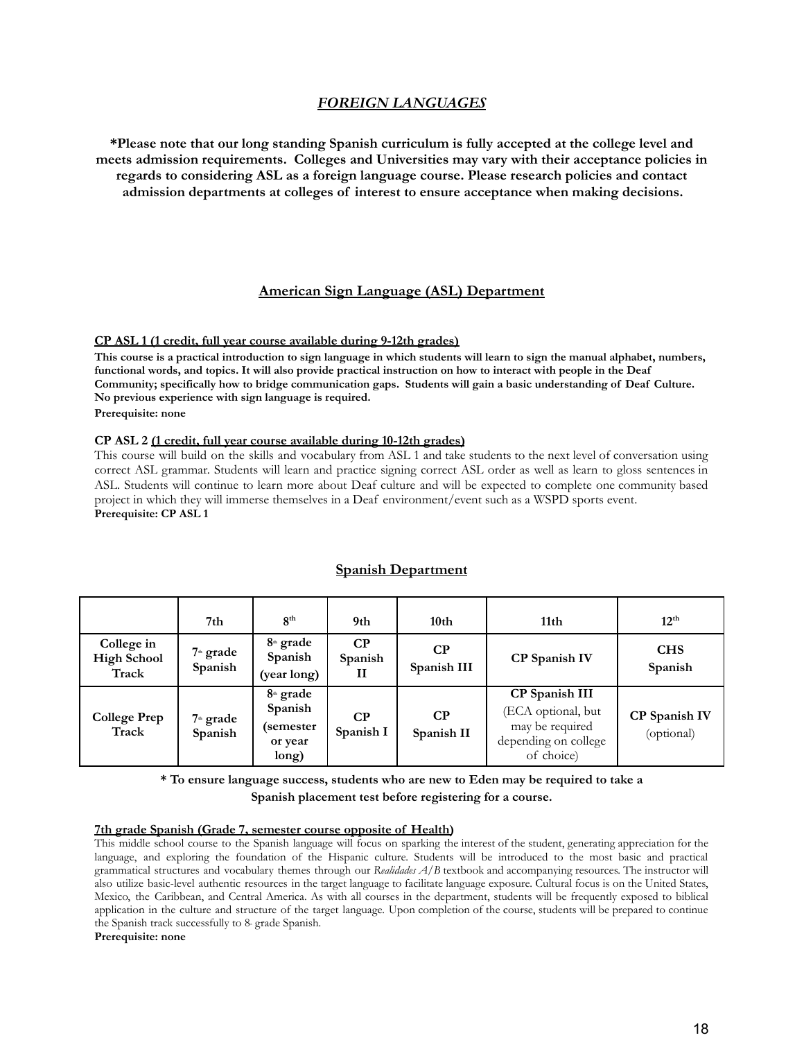## *FOREIGN LANGUAGES*

**\*Please note that our long standing Spanish curriculum is fully accepted at the college level and meets admission requirements. Colleges and Universities may vary with their acceptance policies in regards to considering ASL as a foreign language course. Please research policies and contact admission departments at colleges of interest to ensure acceptance when making decisions.**

### American Sign Language (ASL) Department

**CP ASL 1 (1 credit, full year course available during 9-12th grades)**

**This course is a practical introduction to sign language in which students will learn to sign the manual alphabet, numbers, functional words, and topics. It will also provide practical instruction on how to interact with people in the Deaf Community; specifically how to bridge communication gaps. Students will gain a basic understanding of Deaf Culture. No previous experience with sign language is required.**

**Prerequisite: none**

**CP ASL 2 (1 credit, full year course available during 10-12th grades)**

This course will build on the skills and vocabulary from ASL 1 and take students to the next level of conversation using correct ASL grammar. Students will learn and practice signing correct ASL order as well as learn to gloss sentences in ASL. Students will continue to learn more about Deaf culture and will be expected to complete one community based project in which they will immerse themselves in a Deaf environment/event such as a WSPD sports event.
**Prerequisite: CP ASL 1**

### Spanish Department

| | 7th | 8th | 9th | 10th | 11th | 12th |
|---|---|---|---|---|---|---|
| **College in High School Track** | 7th grade Spanish | 8th grade Spanish (year long) | CP Spanish II | CP Spanish III | CP Spanish IV | CHS Spanish |
| **College Prep Track** | 7th grade Spanish | 8th grade Spanish (semester or year long) | CP Spanish I | CP Spanish II | **CP Spanish III** (ECA optional, but may be required depending on college of choice) | **CP Spanish IV** (optional) |

**\* To ensure language success, students who are new to Eden may be required to take a Spanish placement test before registering for a course.**

**7th grade Spanish (Grade 7, semester course opposite of Health)**

This middle school course to the Spanish language will focus on sparking the interest of the student, generating appreciation for the language, and exploring the foundation of the Hispanic culture. Students will be introduced to the most basic and practical grammatical structures and vocabulary themes through our *Realidades A/B* textbook and accompanying resources. The instructor will also utilize basic-level authentic resources in the target language to facilitate language exposure. Cultural focus is on the United States, Mexico, the Caribbean, and Central America. As with all courses in the department, students will be frequently exposed to biblical application in the culture and structure of the target language. Upon completion of the course, students will be prepared to continue the Spanish track successfully to 8th grade Spanish.

**Prerequisite: none**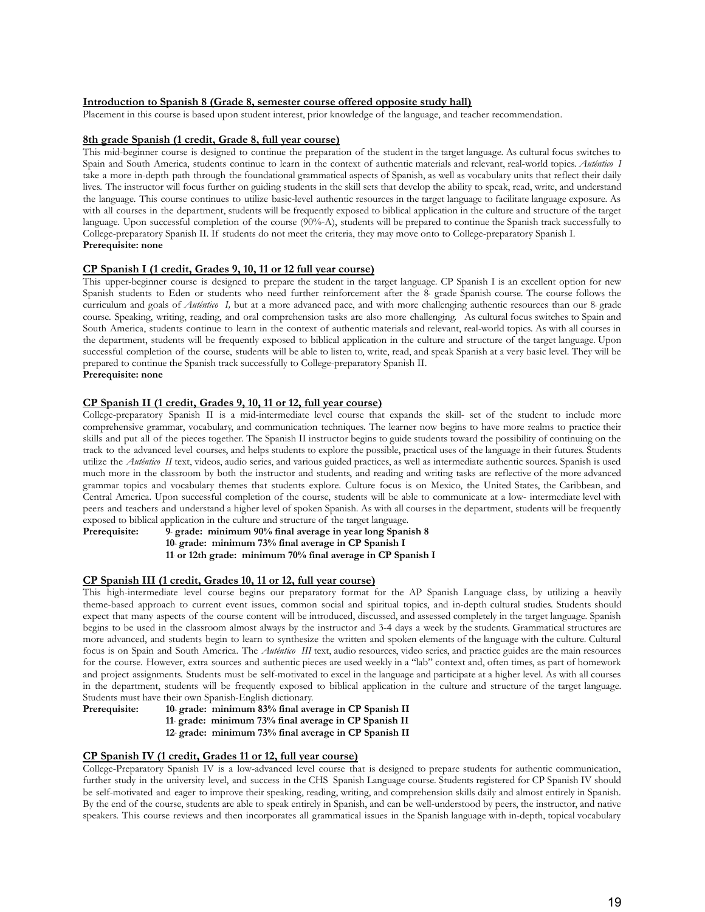**Introduction to Spanish 8 (Grade 8, semester course offered opposite study hall)**

Placement in this course is based upon student interest, prior knowledge of the language, and teacher recommendation.

**8th grade Spanish (1 credit, Grade 8, full year course)**

This mid-beginner course is designed to continue the preparation of the student in the target language. As cultural focus switches to Spain and South America, students continue to learn in the context of authentic materials and relevant, real-world topics. *Auténtico I* take a more in-depth path through the foundational grammatical aspects of Spanish, as well as vocabulary units that reflect their daily lives. The instructor will focus further on guiding students in the skill sets that develop the ability to speak, read, write, and understand the language. This course continues to utilize basic-level authentic resources in the target language to facilitate language exposure. As with all courses in the department, students will be frequently exposed to biblical application in the culture and structure of the target language. Upon successful completion of the course (90%-A), students will be prepared to continue the Spanish track successfully to College-preparatory Spanish II. If students do not meet the criteria, they may move onto to College-preparatory Spanish I.

**Prerequisite: none**

**CP Spanish I (1 credit, Grades 9, 10, 11 or 12 full year course)**

This upper-beginner course is designed to prepare the student in the target language. CP Spanish I is an excellent option for new Spanish students to Eden or students who need further reinforcement after the 8th grade Spanish course. The course follows the curriculum and goals of *Auténtico I,* but at a more advanced pace, and with more challenging authentic resources than our 8th grade course. Speaking, writing, reading, and oral comprehension tasks are also more challenging. As cultural focus switches to Spain and South America, students continue to learn in the context of authentic materials and relevant, real-world topics. As with all courses in the department, students will be frequently exposed to biblical application in the culture and structure of the target language. Upon successful completion of the course, students will be able to listen to, write, read, and speak Spanish at a very basic level. They will be prepared to continue the Spanish track successfully to College-preparatory Spanish II.

**Prerequisite: none**

**CP Spanish II (1 credit, Grades 9, 10, 11 or 12, full year course)**

College-preparatory Spanish II is a mid-intermediate level course that expands the skill- set of the student to include more comprehensive grammar, vocabulary, and communication techniques. The learner now begins to have more realms to practice their skills and put all of the pieces together. The Spanish II instructor begins to guide students toward the possibility of continuing on the track to the advanced level courses, and helps students to explore the possible, practical uses of the language in their futures. Students utilize the *Auténtico II* text, videos, audio series, and various guided practices, as well as intermediate authentic sources. Spanish is used much more in the classroom by both the instructor and students, and reading and writing tasks are reflective of the more advanced grammar topics and vocabulary themes that students explore. Culture focus is on Mexico, the United States, the Caribbean, and Central America. Upon successful completion of the course, students will be able to communicate at a low- intermediate level with peers and teachers and understand a higher level of spoken Spanish. As with all courses in the department, students will be frequently exposed to biblical application in the culture and structure of the target language.

**Prerequisite:** **9th grade: minimum 90% final average in year long Spanish 8**
**10th grade: minimum 73% final average in CP Spanish I**
**11th or 12th grade: minimum 70% final average in CP Spanish I**

**CP Spanish III (1 credit, Grades 10, 11 or 12, full year course)**

This high-intermediate level course begins our preparatory format for the AP Spanish Language class, by utilizing a heavily theme-based approach to current event issues, common social and spiritual topics, and in-depth cultural studies. Students should expect that many aspects of the course content will be introduced, discussed, and assessed completely in the target language. Spanish begins to be used in the classroom almost always by the instructor and 3-4 days a week by the students. Grammatical structures are more advanced, and students begin to learn to synthesize the written and spoken elements of the language with the culture. Cultural focus is on Spain and South America. The *Auténtico III* text, audio resources, video series, and practice guides are the main resources for the course. However, extra sources and authentic pieces are used weekly in a "lab" context and, often times, as part of homework and project assignments. Students must be self-motivated to excel in the language and participate at a higher level. As with all courses in the department, students will be frequently exposed to biblical application in the culture and structure of the target language. Students must have their own Spanish-English dictionary.

**Prerequisite:** **10th grade: minimum 83% final average in CP Spanish II**
**11th grade: minimum 73% final average in CP Spanish II**
**12th grade: minimum 73% final average in CP Spanish II**

**CP Spanish IV (1 credit, Grades 11 or 12, full year course)**

College-Preparatory Spanish IV is a low-advanced level course that is designed to prepare students for authentic communication, further study in the university level, and success in the CHS Spanish Language course. Students registered for CP Spanish IV should be self-motivated and eager to improve their speaking, reading, writing, and comprehension skills daily and almost entirely in Spanish. By the end of the course, students are able to speak entirely in Spanish, and can be well-understood by peers, the instructor, and native speakers. This course reviews and then incorporates all grammatical issues in the Spanish language with in-depth, topical vocabulary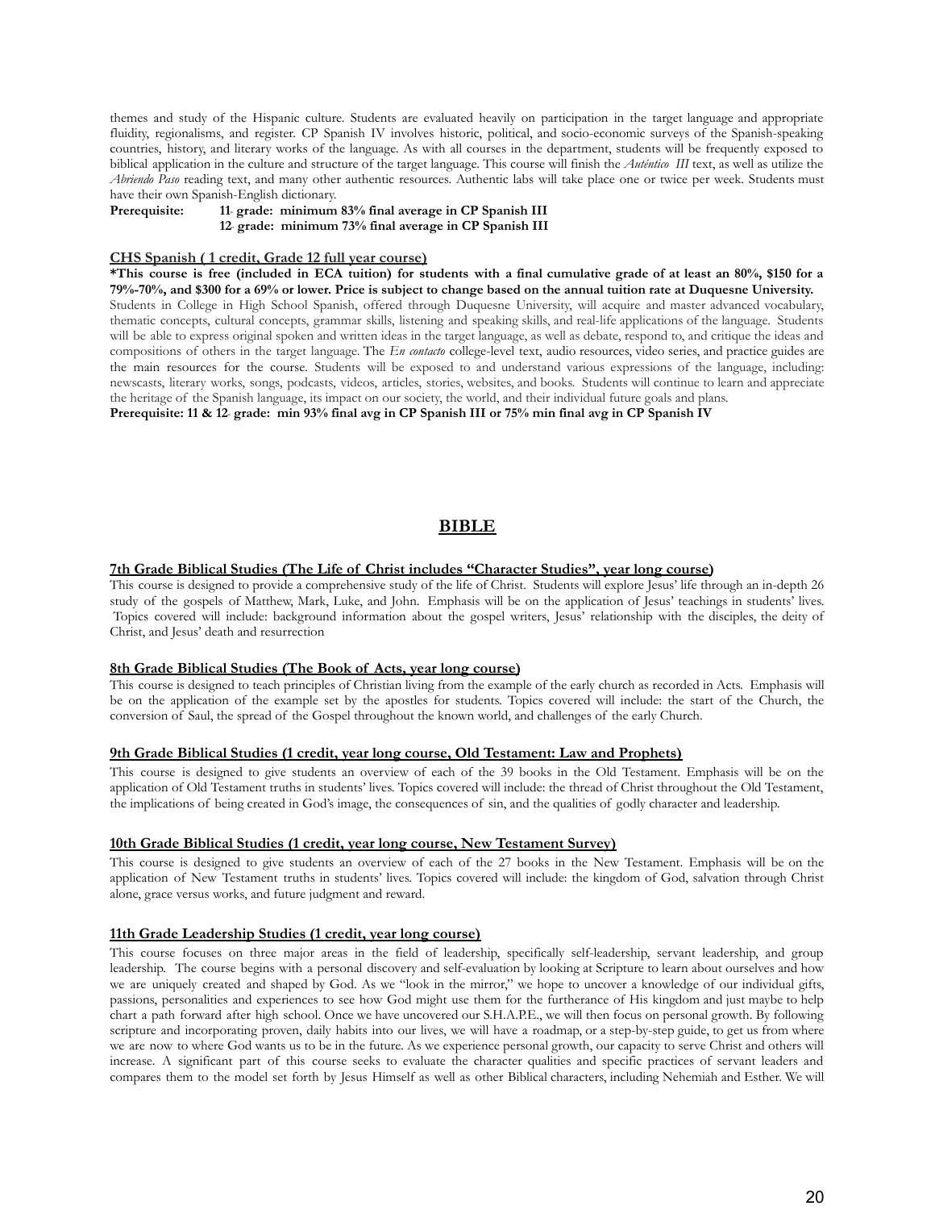themes and study of the Hispanic culture. Students are evaluated heavily on participation in the target language and appropriate fluidity, regionalisms, and register. CP Spanish IV involves historic, political, and socio-economic surveys of the Spanish-speaking countries, history, and literary works of the language. As with all courses in the department, students will be frequently exposed to biblical application in the culture and structure of the target language. This course will finish the *Auténtico III* text, as well as utilize the *Abriendo Paso* reading text, and many other authentic resources. Authentic labs will take place one or twice per week. Students must have their own Spanish-English dictionary.

**Prerequisite: 11th grade: minimum 83% final average in CP Spanish III**
**12th grade: minimum 73% final average in CP Spanish III**

**CHS Spanish ( 1 credit, Grade 12 full year course)**

**\*This course is free (included in ECA tuition) for students with a final cumulative grade of at least an 80%, $150 for a 79%-70%, and $300 for a 69% or lower. Price is subject to change based on the annual tuition rate at Duquesne University.**

Students in College in High School Spanish, offered through Duquesne University, will acquire and master advanced vocabulary, thematic concepts, cultural concepts, grammar skills, listening and speaking skills, and real-life applications of the language. Students will be able to express original spoken and written ideas in the target language, as well as debate, respond to, and critique the ideas and compositions of others in the target language. The *En contacto* college-level text, audio resources, video series, and practice guides are the main resources for the course. Students will be exposed to and understand various expressions of the language, including: newscasts, literary works, songs, podcasts, videos, articles, stories, websites, and books. Students will continue to learn and appreciate the heritage of the Spanish language, its impact on our society, the world, and their individual future goals and plans.

**Prerequisite: 11 & 12th grade: min 93% final avg in CP Spanish III or 75% min final avg in CP Spanish IV**

# BIBLE

**7th Grade Biblical Studies (The Life of Christ includes "Character Studies", year long course)**

This course is designed to provide a comprehensive study of the life of Christ. Students will explore Jesus' life through an in-depth 26 study of the gospels of Matthew, Mark, Luke, and John. Emphasis will be on the application of Jesus' teachings in students' lives. Topics covered will include: background information about the gospel writers, Jesus' relationship with the disciples, the deity of Christ, and Jesus' death and resurrection

**8th Grade Biblical Studies (The Book of Acts, year long course)**

This course is designed to teach principles of Christian living from the example of the early church as recorded in Acts. Emphasis will be on the application of the example set by the apostles for students. Topics covered will include: the start of the Church, the conversion of Saul, the spread of the Gospel throughout the known world, and challenges of the early Church.

**9th Grade Biblical Studies (1 credit, year long course, Old Testament: Law and Prophets)**

This course is designed to give students an overview of each of the 39 books in the Old Testament. Emphasis will be on the application of Old Testament truths in students' lives. Topics covered will include: the thread of Christ throughout the Old Testament, the implications of being created in God's image, the consequences of sin, and the qualities of godly character and leadership.

**10th Grade Biblical Studies (1 credit, year long course, New Testament Survey)**

This course is designed to give students an overview of each of the 27 books in the New Testament. Emphasis will be on the application of New Testament truths in students' lives. Topics covered will include: the kingdom of God, salvation through Christ alone, grace versus works, and future judgment and reward.

**11th Grade Leadership Studies (1 credit, year long course)**

This course focuses on three major areas in the field of leadership, specifically self-leadership, servant leadership, and group leadership. The course begins with a personal discovery and self-evaluation by looking at Scripture to learn about ourselves and how we are uniquely created and shaped by God. As we "look in the mirror," we hope to uncover a knowledge of our individual gifts, passions, personalities and experiences to see how God might use them for the furtherance of His kingdom and just maybe to help chart a path forward after high school. Once we have uncovered our S.H.A.P.E., we will then focus on personal growth. By following scripture and incorporating proven, daily habits into our lives, we will have a roadmap, or a step-by-step guide, to get us from where we are now to where God wants us to be in the future. As we experience personal growth, our capacity to serve Christ and others will increase. A significant part of this course seeks to evaluate the character qualities and specific practices of servant leaders and compares them to the model set forth by Jesus Himself as well as other Biblical characters, including Nehemiah and Esther. We will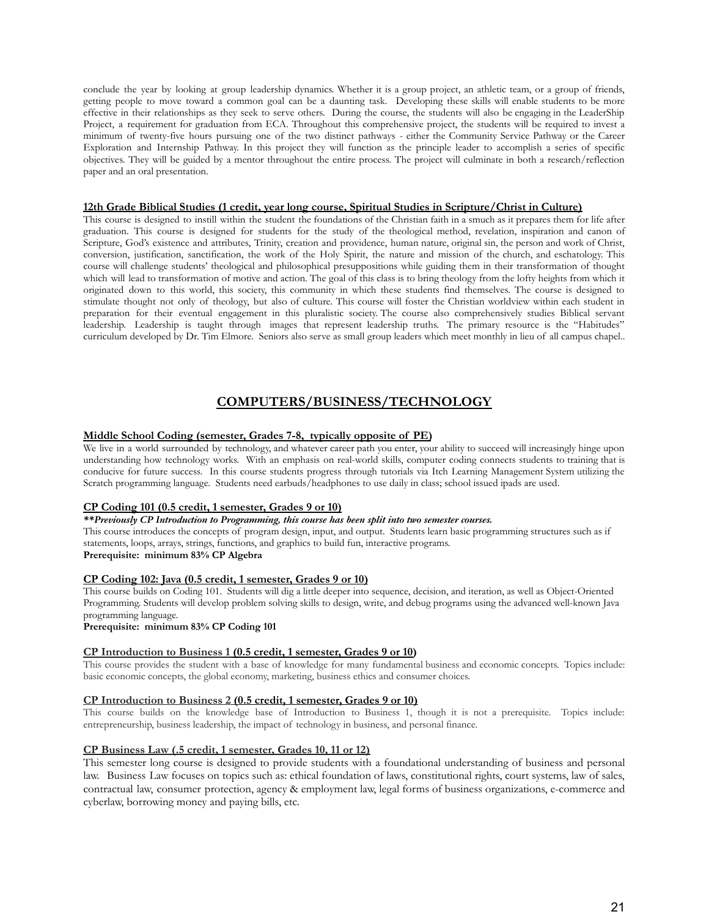conclude the year by looking at group leadership dynamics. Whether it is a group project, an athletic team, or a group of friends, getting people to move toward a common goal can be a daunting task. Developing these skills will enable students to be more effective in their relationships as they seek to serve others. During the course, the students will also be engaging in the LeaderShip Project, a requirement for graduation from ECA. Throughout this comprehensive project, the students will be required to invest a minimum of twenty-five hours pursuing one of the two distinct pathways - either the Community Service Pathway or the Career Exploration and Internship Pathway. In this project they will function as the principle leader to accomplish a series of specific objectives. They will be guided by a mentor throughout the entire process. The project will culminate in both a research/reflection paper and an oral presentation.

**12th Grade Biblical Studies (1 credit, year long course, Spiritual Studies in Scripture/Christ in Culture)**

This course is designed to instill within the student the foundations of the Christian faith in a smuch as it prepares them for life after graduation. This course is designed for students for the study of the theological method, revelation, inspiration and canon of Scripture, God's existence and attributes, Trinity, creation and providence, human nature, original sin, the person and work of Christ, conversion, justification, sanctification, the work of the Holy Spirit, the nature and mission of the church, and eschatology. This course will challenge students' theological and philosophical presuppositions while guiding them in their transformation of thought which will lead to transformation of motive and action. The goal of this class is to bring theology from the lofty heights from which it originated down to this world, this society, this community in which these students find themselves. The course is designed to stimulate thought not only of theology, but also of culture. This course will foster the Christian worldview within each student in preparation for their eventual engagement in this pluralistic society. The course also comprehensively studies Biblical servant leadership. Leadership is taught through images that represent leadership truths. The primary resource is the "Habitudes" curriculum developed by Dr. Tim Elmore. Seniors also serve as small group leaders which meet monthly in lieu of all campus chapel..

## COMPUTERS/BUSINESS/TECHNOLOGY

**Middle School Coding (semester, Grades 7-8, typically opposite of PE)**

We live in a world surrounded by technology, and whatever career path you enter, your ability to succeed will increasingly hinge upon understanding how technology works. With an emphasis on real-world skills, computer coding connects students to training that is conducive for future success. In this course students progress through tutorials via Itch Learning Management System utilizing the Scratch programming language. Students need earbuds/headphones to use daily in class; school issued ipads are used.

**CP Coding 101 (0.5 credit, 1 semester, Grades 9 or 10)**

***\*\*Previously CP Introduction to Programming, this course has been split into two semester courses.***

This course introduces the concepts of program design, input, and output. Students learn basic programming structures such as if statements, loops, arrays, strings, functions, and graphics to build fun, interactive programs.

**Prerequisite: minimum 83% CP Algebra**

**CP Coding 102: Java (0.5 credit, 1 semester, Grades 9 or 10)**

This course builds on Coding 101. Students will dig a little deeper into sequence, decision, and iteration, as well as Object-Oriented Programming. Students will develop problem solving skills to design, write, and debug programs using the advanced well-known Java programming language.

**Prerequisite: minimum 83% CP Coding 101**

**CP Introduction to Business 1 (0.5 credit, 1 semester, Grades 9 or 10)**

This course provides the student with a base of knowledge for many fundamental business and economic concepts. Topics include: basic economic concepts, the global economy, marketing, business ethics and consumer choices.

**CP Introduction to Business 2 (0.5 credit, 1 semester, Grades 9 or 10)**

This course builds on the knowledge base of Introduction to Business 1, though it is not a prerequisite. Topics include: entrepreneurship, business leadership, the impact of technology in business, and personal finance.

**CP Business Law (.5 credit, 1 semester, Grades 10, 11 or 12)**

This semester long course is designed to provide students with a foundational understanding of business and personal law. Business Law focuses on topics such as: ethical foundation of laws, constitutional rights, court systems, law of sales, contractual law, consumer protection, agency & employment law, legal forms of business organizations, e-commerce and cyberlaw, borrowing money and paying bills, etc.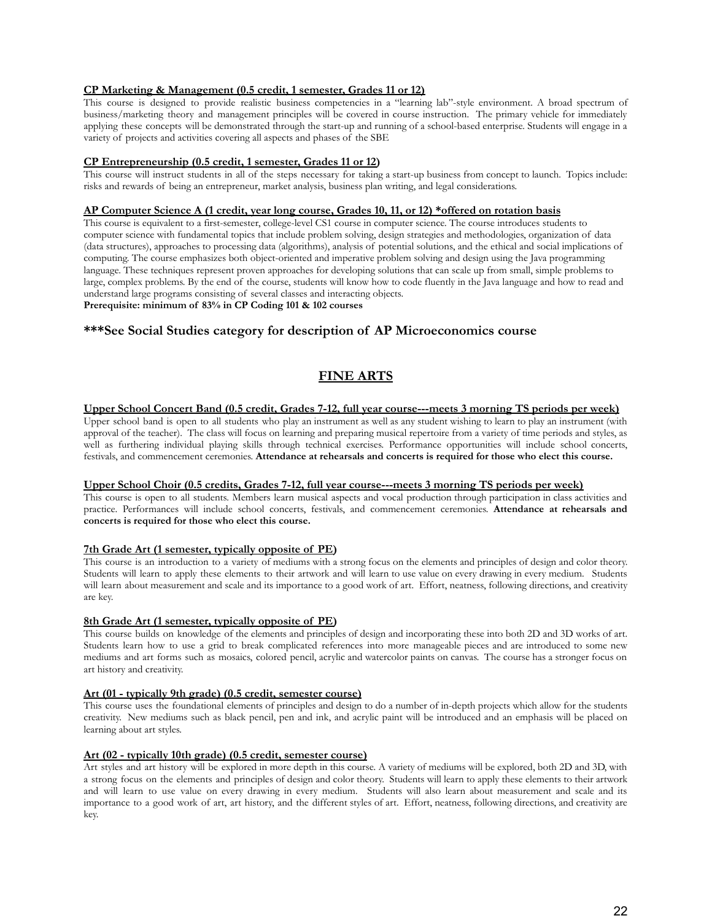**CP Marketing & Management (0.5 credit, 1 semester, Grades 11 or 12)**

This course is designed to provide realistic business competencies in a "learning lab"-style environment. A broad spectrum of business/marketing theory and management principles will be covered in course instruction. The primary vehicle for immediately applying these concepts will be demonstrated through the start-up and running of a school-based enterprise. Students will engage in a variety of projects and activities covering all aspects and phases of the SBE

**CP Entrepreneurship (0.5 credit, 1 semester, Grades 11 or 12)**

This course will instruct students in all of the steps necessary for taking a start-up business from concept to launch. Topics include: risks and rewards of being an entrepreneur, market analysis, business plan writing, and legal considerations.

**AP Computer Science A (1 credit, year long course, Grades 10, 11, or 12) *offered on rotation basis**

This course is equivalent to a first-semester, college-level CS1 course in computer science. The course introduces students to computer science with fundamental topics that include problem solving, design strategies and methodologies, organization of data (data structures), approaches to processing data (algorithms), analysis of potential solutions, and the ethical and social implications of computing. The course emphasizes both object-oriented and imperative problem solving and design using the Java programming language. These techniques represent proven approaches for developing solutions that can scale up from small, simple problems to large, complex problems. By the end of the course, students will know how to code fluently in the Java language and how to read and understand large programs consisting of several classes and interacting objects.

**Prerequisite: minimum of 83% in CP Coding 101 & 102 courses**

### ***See Social Studies category for description of AP Microeconomics course

## FINE ARTS

**Upper School Concert Band (0.5 credit, Grades 7-12, full year course---meets 3 morning TS periods per week)**

Upper school band is open to all students who play an instrument as well as any student wishing to learn to play an instrument (with approval of the teacher). The class will focus on learning and preparing musical repertoire from a variety of time periods and styles, as well as furthering individual playing skills through technical exercises. Performance opportunities will include school concerts, festivals, and commencement ceremonies. **Attendance at rehearsals and concerts is required for those who elect this course.**

**Upper School Choir (0.5 credits, Grades 7-12, full year course---meets 3 morning TS periods per week)**

This course is open to all students. Members learn musical aspects and vocal production through participation in class activities and practice. Performances will include school concerts, festivals, and commencement ceremonies. **Attendance at rehearsals and concerts is required for those who elect this course.**

**7th Grade Art (1 semester, typically opposite of PE)**

This course is an introduction to a variety of mediums with a strong focus on the elements and principles of design and color theory. Students will learn to apply these elements to their artwork and will learn to use value on every drawing in every medium. Students will learn about measurement and scale and its importance to a good work of art. Effort, neatness, following directions, and creativity are key.

**8th Grade Art (1 semester, typically opposite of PE)**

This course builds on knowledge of the elements and principles of design and incorporating these into both 2D and 3D works of art. Students learn how to use a grid to break complicated references into more manageable pieces and are introduced to some new mediums and art forms such as mosaics, colored pencil, acrylic and watercolor paints on canvas. The course has a stronger focus on art history and creativity.

**Art (01 - typically 9th grade) (0.5 credit, semester course)**

This course uses the foundational elements of principles and design to do a number of in-depth projects which allow for the students creativity. New mediums such as black pencil, pen and ink, and acrylic paint will be introduced and an emphasis will be placed on learning about art styles.

**Art (02 - typically 10th grade) (0.5 credit, semester course)**

Art styles and art history will be explored in more depth in this course. A variety of mediums will be explored, both 2D and 3D, with a strong focus on the elements and principles of design and color theory. Students will learn to apply these elements to their artwork and will learn to use value on every drawing in every medium. Students will also learn about measurement and scale and its importance to a good work of art, art history, and the different styles of art. Effort, neatness, following directions, and creativity are key.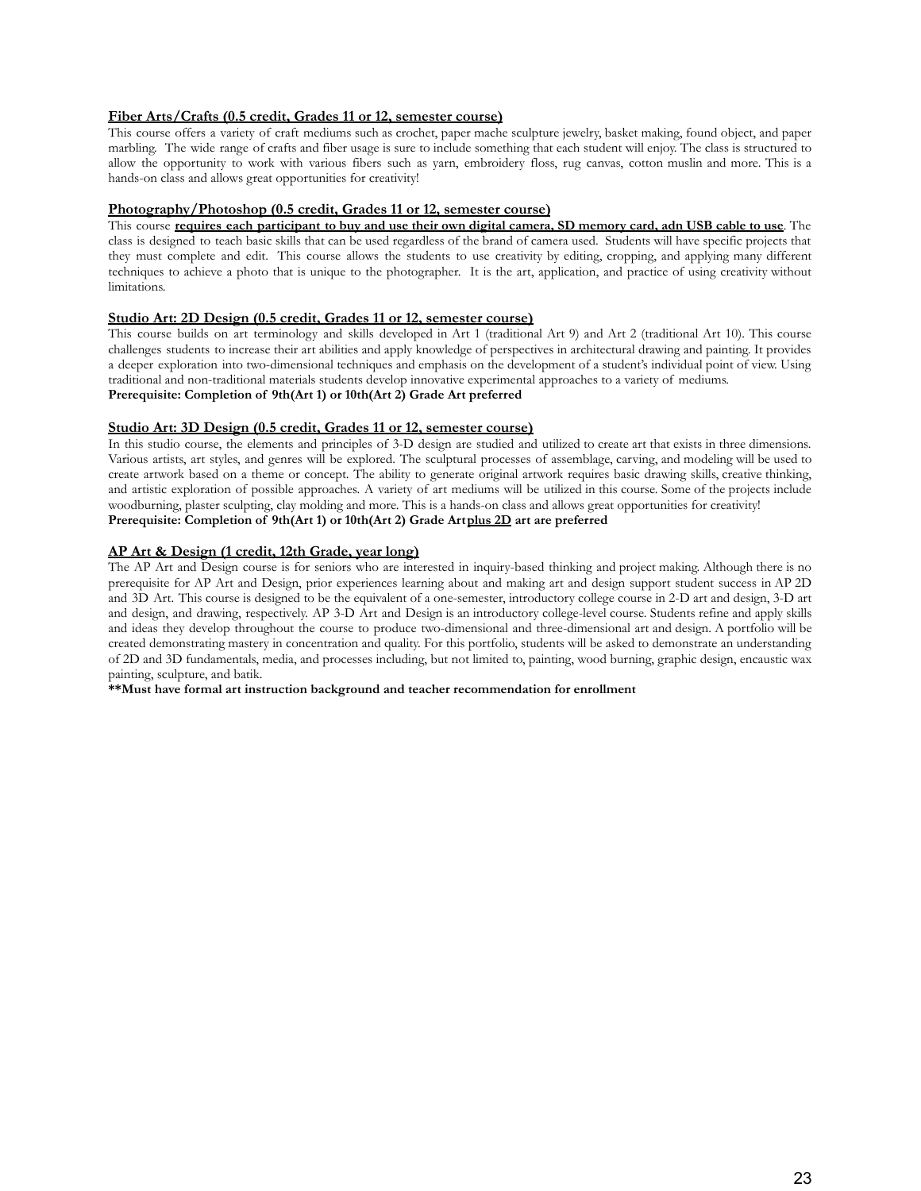**Fiber Arts/Crafts (0.5 credit, Grades 11 or 12, semester course)**

This course offers a variety of craft mediums such as crochet, paper mache sculpture jewelry, basket making, found object, and paper marbling. The wide range of crafts and fiber usage is sure to include something that each student will enjoy. The class is structured to allow the opportunity to work with various fibers such as yarn, embroidery floss, rug canvas, cotton muslin and more. This is a hands-on class and allows great opportunities for creativity!

**Photography/Photoshop (0.5 credit, Grades 11 or 12, semester course)**

This course **requires each participant to buy and use their own digital camera, SD memory card, adn USB cable to use**. The class is designed to teach basic skills that can be used regardless of the brand of camera used. Students will have specific projects that they must complete and edit. This course allows the students to use creativity by editing, cropping, and applying many different techniques to achieve a photo that is unique to the photographer. It is the art, application, and practice of using creativity without limitations.

**Studio Art: 2D Design (0.5 credit, Grades 11 or 12, semester course)**

This course builds on art terminology and skills developed in Art 1 (traditional Art 9) and Art 2 (traditional Art 10). This course challenges students to increase their art abilities and apply knowledge of perspectives in architectural drawing and painting. It provides a deeper exploration into two-dimensional techniques and emphasis on the development of a student's individual point of view. Using traditional and non-traditional materials students develop innovative experimental approaches to a variety of mediums.

**Prerequisite: Completion of 9th(Art 1) or 10th(Art 2) Grade Art preferred**

**Studio Art: 3D Design (0.5 credit, Grades 11 or 12, semester course)**

In this studio course, the elements and principles of 3-D design are studied and utilized to create art that exists in three dimensions. Various artists, art styles, and genres will be explored. The sculptural processes of assemblage, carving, and modeling will be used to create artwork based on a theme or concept. The ability to generate original artwork requires basic drawing skills, creative thinking, and artistic exploration of possible approaches. A variety of art mediums will be utilized in this course. Some of the projects include woodburning, plaster sculpting, clay molding and more. This is a hands-on class and allows great opportunities for creativity!

**Prerequisite: Completion of 9th(Art 1) or 10th(Art 2) Grade Art plus 2D art are preferred**

**AP Art & Design (1 credit, 12th Grade, year long)**

The AP Art and Design course is for seniors who are interested in inquiry-based thinking and project making. Although there is no prerequisite for AP Art and Design, prior experiences learning about and making art and design support student success in AP 2D and 3D Art. This course is designed to be the equivalent of a one-semester, introductory college course in 2-D art and design, 3-D art and design, and drawing, respectively. AP 3-D Art and Design is an introductory college-level course. Students refine and apply skills and ideas they develop throughout the course to produce two-dimensional and three-dimensional art and design. A portfolio will be created demonstrating mastery in concentration and quality. For this portfolio, students will be asked to demonstrate an understanding of 2D and 3D fundamentals, media, and processes including, but not limited to, painting, wood burning, graphic design, encaustic wax painting, sculpture, and batik.

****Must have formal art instruction background and teacher recommendation for enrollment**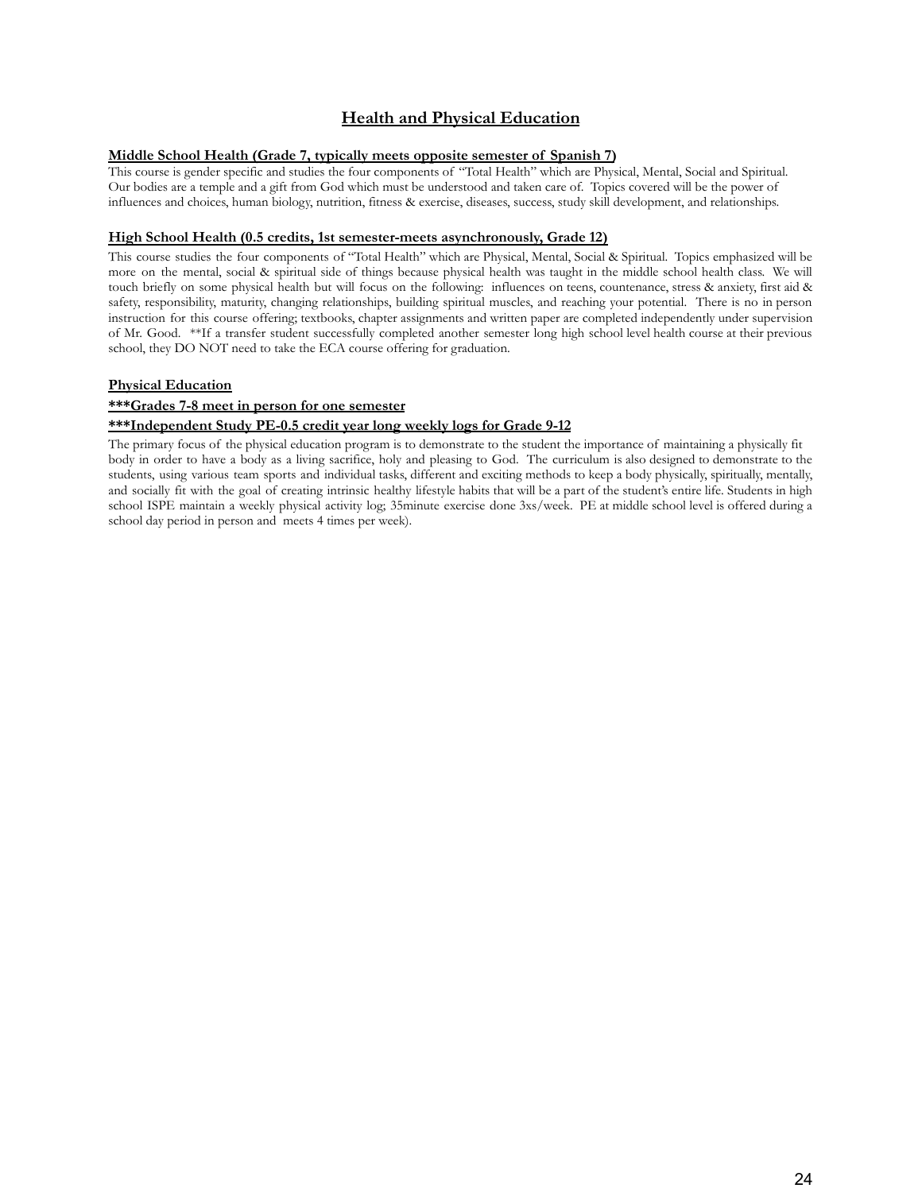# Health and Physical Education

**Middle School Health (Grade 7, typically meets opposite semester of Spanish 7)**

This course is gender specific and studies the four components of "Total Health" which are Physical, Mental, Social and Spiritual. Our bodies are a temple and a gift from God which must be understood and taken care of. Topics covered will be the power of influences and choices, human biology, nutrition, fitness & exercise, diseases, success, study skill development, and relationships.

**High School Health (0.5 credits, 1st semester-meets asynchronously, Grade 12)**

This course studies the four components of "Total Health" which are Physical, Mental, Social & Spiritual. Topics emphasized will be more on the mental, social & spiritual side of things because physical health was taught in the middle school health class. We will touch briefly on some physical health but will focus on the following: influences on teens, countenance, stress & anxiety, first aid & safety, responsibility, maturity, changing relationships, building spiritual muscles, and reaching your potential. There is no in person instruction for this course offering; textbooks, chapter assignments and written paper are completed independently under supervision of Mr. Good. **If a transfer student successfully completed another semester long high school level health course at their previous school, they DO NOT need to take the ECA course offering for graduation.

**Physical Education**

**\*\*\*Grades 7-8 meet in person for one semester**

**\*\*\*Independent Study PE-0.5 credit year long weekly logs for Grade 9-12**

The primary focus of the physical education program is to demonstrate to the student the importance of maintaining a physically fit body in order to have a body as a living sacrifice, holy and pleasing to God. The curriculum is also designed to demonstrate to the students, using various team sports and individual tasks, different and exciting methods to keep a body physically, spiritually, mentally, and socially fit with the goal of creating intrinsic healthy lifestyle habits that will be a part of the student's entire life. Students in high school ISPE maintain a weekly physical activity log; 35minute exercise done 3xs/week. PE at middle school level is offered during a school day period in person and meets 4 times per week).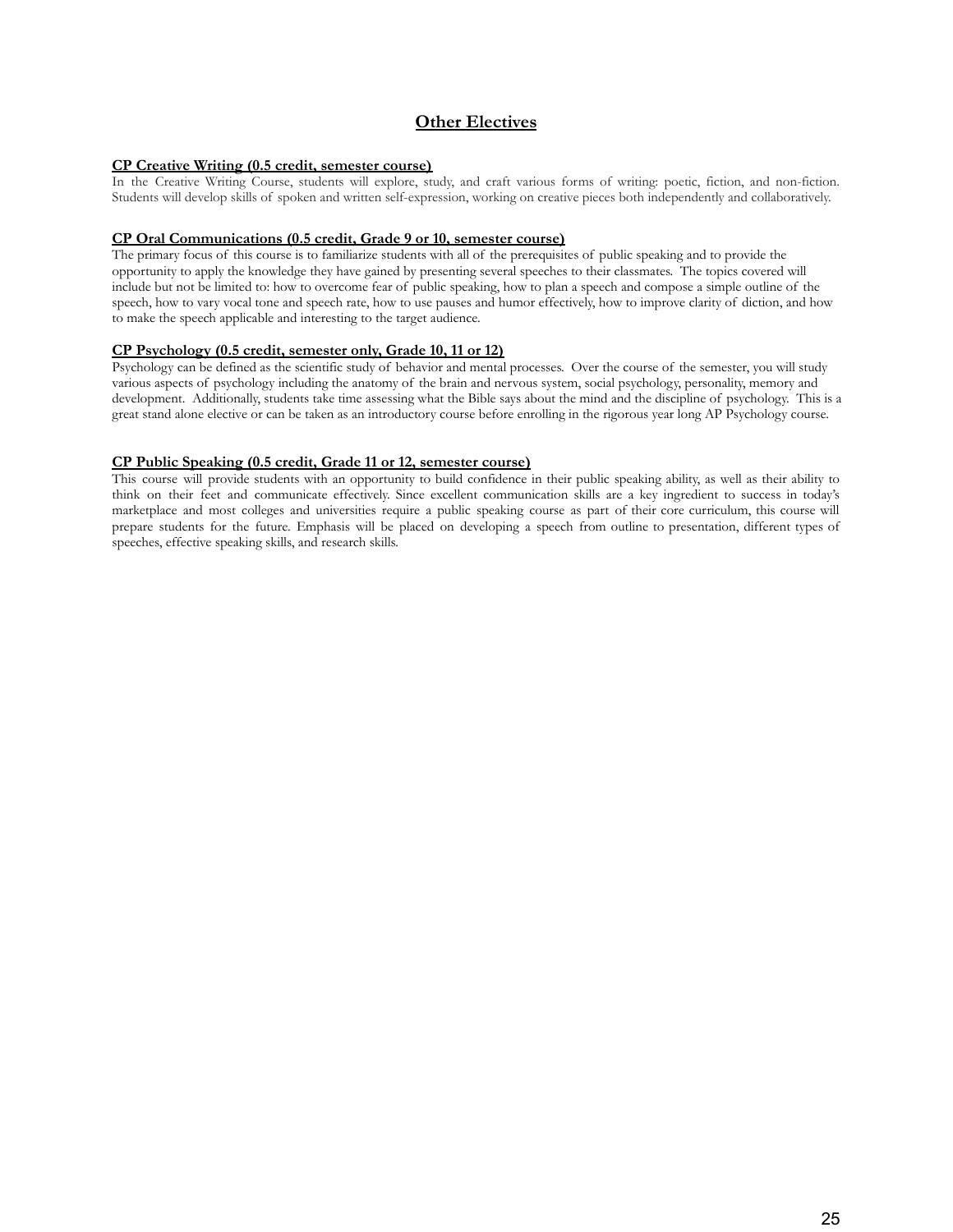## Other Electives

**CP Creative Writing (0.5 credit, semester course)**

In the Creative Writing Course, students will explore, study, and craft various forms of writing: poetic, fiction, and non-fiction. Students will develop skills of spoken and written self-expression, working on creative pieces both independently and collaboratively.

**CP Oral Communications (0.5 credit, Grade 9 or 10, semester course)**

The primary focus of this course is to familiarize students with all of the prerequisites of public speaking and to provide the opportunity to apply the knowledge they have gained by presenting several speeches to their classmates. The topics covered will include but not be limited to: how to overcome fear of public speaking, how to plan a speech and compose a simple outline of the speech, how to vary vocal tone and speech rate, how to use pauses and humor effectively, how to improve clarity of diction, and how to make the speech applicable and interesting to the target audience.

**CP Psychology (0.5 credit, semester only, Grade 10, 11 or 12)**

Psychology can be defined as the scientific study of behavior and mental processes. Over the course of the semester, you will study various aspects of psychology including the anatomy of the brain and nervous system, social psychology, personality, memory and development. Additionally, students take time assessing what the Bible says about the mind and the discipline of psychology. This is a great stand alone elective or can be taken as an introductory course before enrolling in the rigorous year long AP Psychology course.

**CP Public Speaking (0.5 credit, Grade 11 or 12, semester course)**

This course will provide students with an opportunity to build confidence in their public speaking ability, as well as their ability to think on their feet and communicate effectively. Since excellent communication skills are a key ingredient to success in today's marketplace and most colleges and universities require a public speaking course as part of their core curriculum, this course will prepare students for the future. Emphasis will be placed on developing a speech from outline to presentation, different types of speeches, effective speaking skills, and research skills.